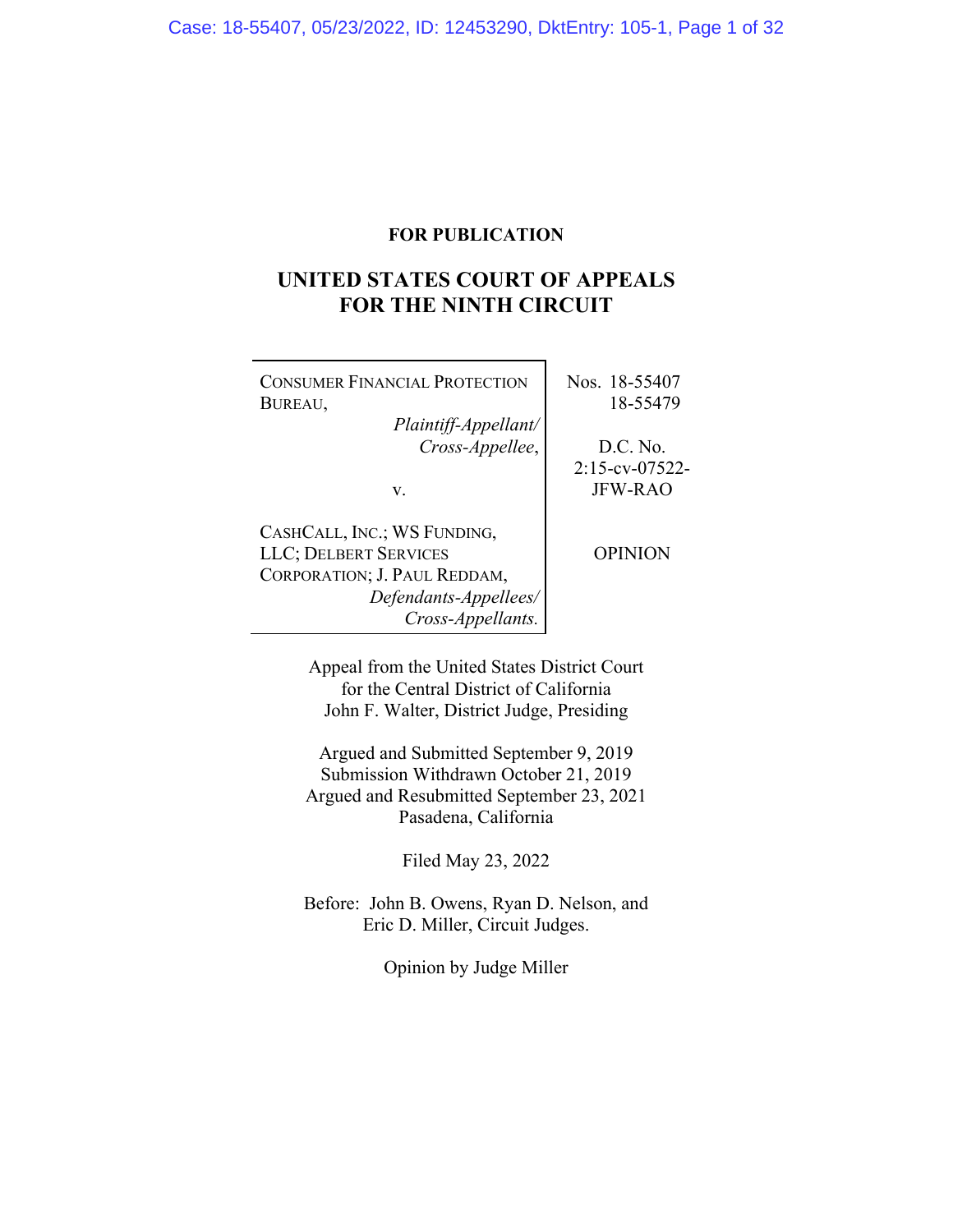**FOR PUBLICATION**

# UNITED STATES COURT OF APPEALS FOR THE NINTH CIRCUIT

| | |
|---|---|
| CONSUMER FINANCIAL PROTECTION BUREAU, *Plaintiff-Appellant/ Cross-Appellee*, v. CASHCALL, INC.; WS FUNDING, LLC; DELBERT SERVICES CORPORATION; J. PAUL REDDAM, *Defendants-Appellees/ Cross-Appellants.* | Nos. 18-55407, 18-55479<br><br>D.C. No. 2:15-cv-07522-JFW-RAO<br><br>OPINION |

Appeal from the United States District Court for the Central District of California
John F. Walter, District Judge, Presiding

Argued and Submitted September 9, 2019
Submission Withdrawn October 21, 2019
Argued and Resubmitted September 23, 2021
Pasadena, California

Filed May 23, 2022

Before: John B. Owens, Ryan D. Nelson, and Eric D. Miller, Circuit Judges.

Opinion by Judge Miller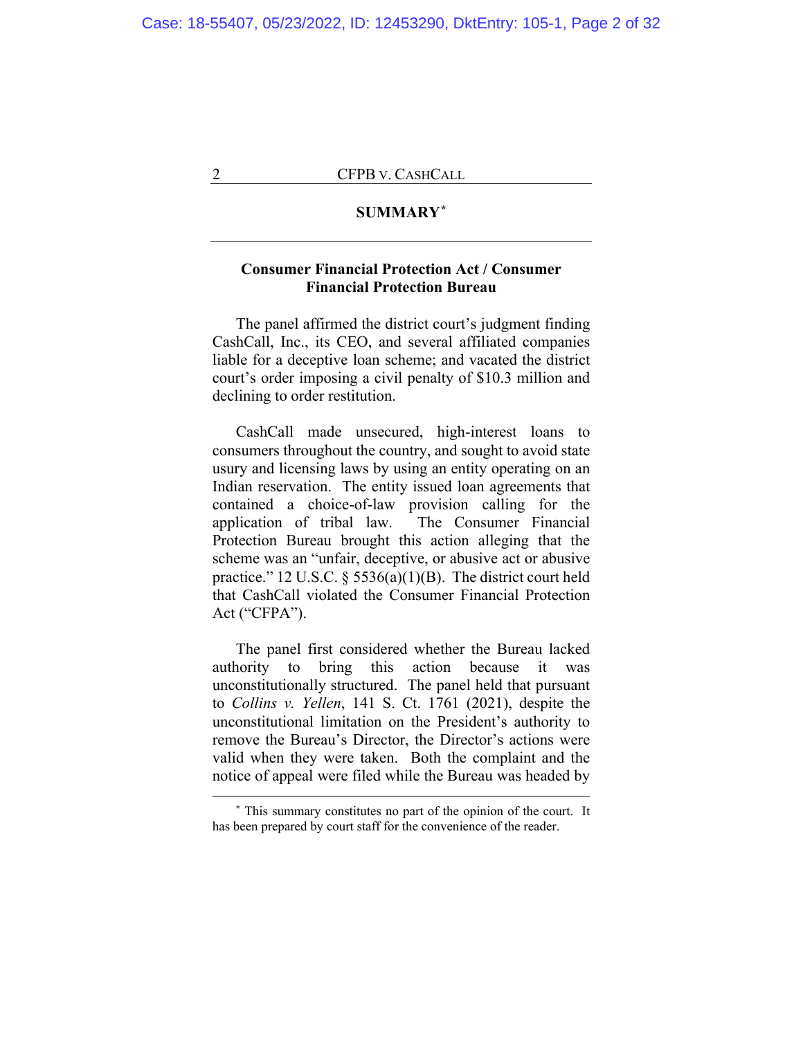## SUMMARY[*]

### Consumer Financial Protection Act / Consumer Financial Protection Bureau

The panel affirmed the district court's judgment finding CashCall, Inc., its CEO, and several affiliated companies liable for a deceptive loan scheme; and vacated the district court's order imposing a civil penalty of $10.3 million and declining to order restitution.

CashCall made unsecured, high-interest loans to consumers throughout the country, and sought to avoid state usury and licensing laws by using an entity operating on an Indian reservation. The entity issued loan agreements that contained a choice-of-law provision calling for the application of tribal law. The Consumer Financial Protection Bureau brought this action alleging that the scheme was an "unfair, deceptive, or abusive act or abusive practice." 12 U.S.C. § 5536(a)(1)(B). The district court held that CashCall violated the Consumer Financial Protection Act ("CFPA").

The panel first considered whether the Bureau lacked authority to bring this action because it was unconstitutionally structured. The panel held that pursuant to *Collins v. Yellen*, 141 S. Ct. 1761 (2021), despite the unconstitutional limitation on the President's authority to remove the Bureau's Director, the Director's actions were valid when they were taken. Both the complaint and the notice of appeal were filed while the Bureau was headed by

---

[*] This summary constitutes no part of the opinion of the court. It has been prepared by court staff for the convenience of the reader.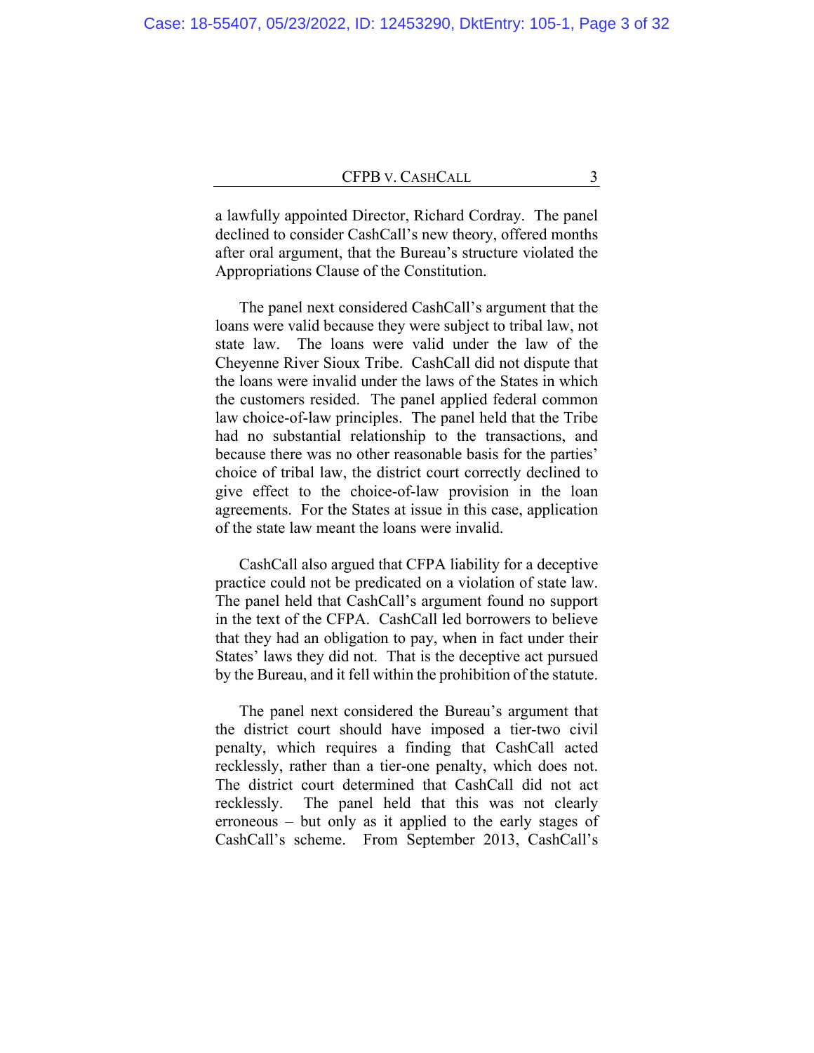a lawfully appointed Director, Richard Cordray. The panel declined to consider CashCall's new theory, offered months after oral argument, that the Bureau's structure violated the Appropriations Clause of the Constitution.

The panel next considered CashCall's argument that the loans were valid because they were subject to tribal law, not state law. The loans were valid under the law of the Cheyenne River Sioux Tribe. CashCall did not dispute that the loans were invalid under the laws of the States in which the customers resided. The panel applied federal common law choice-of-law principles. The panel held that the Tribe had no substantial relationship to the transactions, and because there was no other reasonable basis for the parties' choice of tribal law, the district court correctly declined to give effect to the choice-of-law provision in the loan agreements. For the States at issue in this case, application of the state law meant the loans were invalid.

CashCall also argued that CFPA liability for a deceptive practice could not be predicated on a violation of state law. The panel held that CashCall's argument found no support in the text of the CFPA. CashCall led borrowers to believe that they had an obligation to pay, when in fact under their States' laws they did not. That is the deceptive act pursued by the Bureau, and it fell within the prohibition of the statute.

The panel next considered the Bureau's argument that the district court should have imposed a tier-two civil penalty, which requires a finding that CashCall acted recklessly, rather than a tier-one penalty, which does not. The district court determined that CashCall did not act recklessly. The panel held that this was not clearly erroneous – but only as it applied to the early stages of CashCall's scheme. From September 2013, CashCall's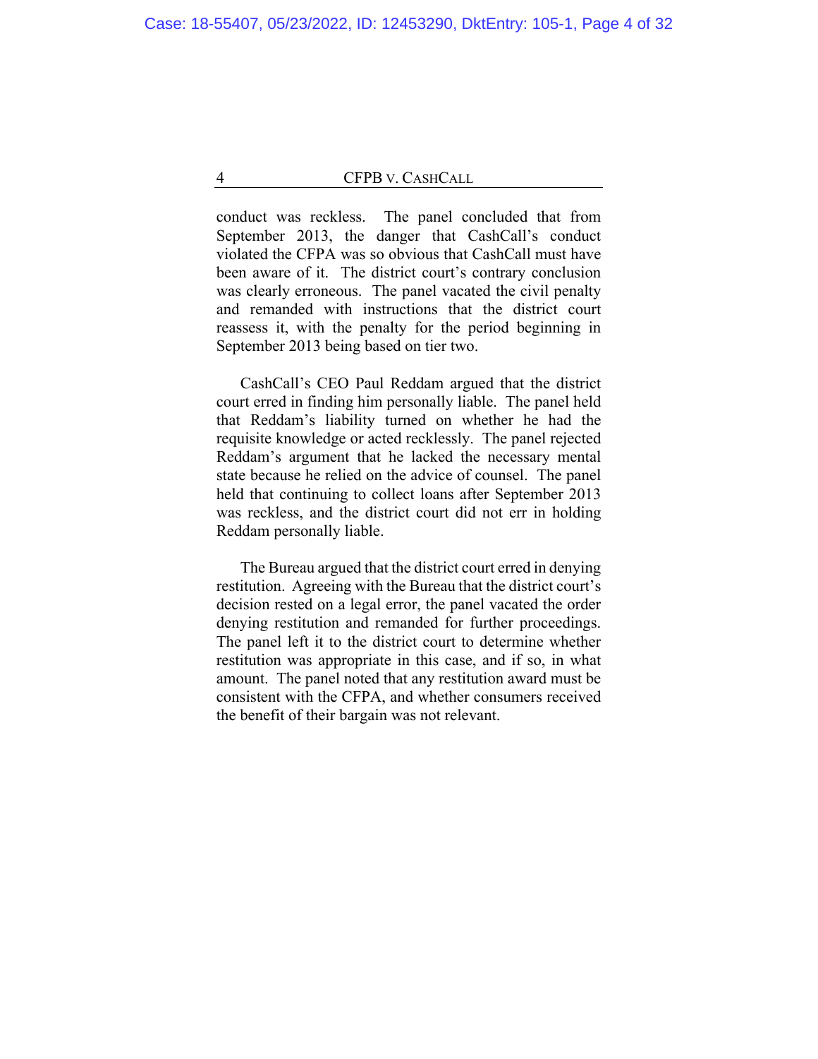conduct was reckless. The panel concluded that from September 2013, the danger that CashCall's conduct violated the CFPA was so obvious that CashCall must have been aware of it. The district court's contrary conclusion was clearly erroneous. The panel vacated the civil penalty and remanded with instructions that the district court reassess it, with the penalty for the period beginning in September 2013 being based on tier two.

CashCall's CEO Paul Reddam argued that the district court erred in finding him personally liable. The panel held that Reddam's liability turned on whether he had the requisite knowledge or acted recklessly. The panel rejected Reddam's argument that he lacked the necessary mental state because he relied on the advice of counsel. The panel held that continuing to collect loans after September 2013 was reckless, and the district court did not err in holding Reddam personally liable.

The Bureau argued that the district court erred in denying restitution. Agreeing with the Bureau that the district court's decision rested on a legal error, the panel vacated the order denying restitution and remanded for further proceedings. The panel left it to the district court to determine whether restitution was appropriate in this case, and if so, in what amount. The panel noted that any restitution award must be consistent with the CFPA, and whether consumers received the benefit of their bargain was not relevant.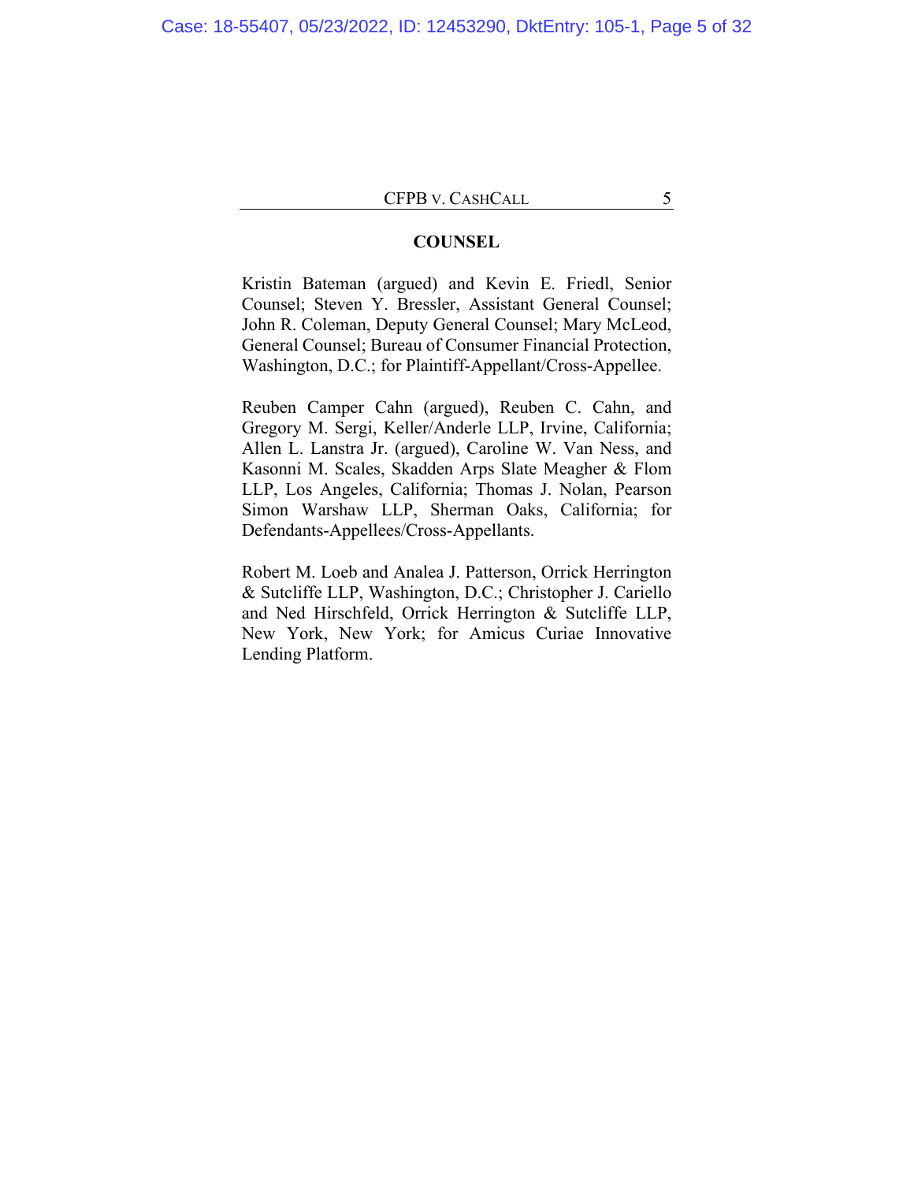## COUNSEL

Kristin Bateman (argued) and Kevin E. Friedl, Senior Counsel; Steven Y. Bressler, Assistant General Counsel; John R. Coleman, Deputy General Counsel; Mary McLeod, General Counsel; Bureau of Consumer Financial Protection, Washington, D.C.; for Plaintiff-Appellant/Cross-Appellee.

Reuben Camper Cahn (argued), Reuben C. Cahn, and Gregory M. Sergi, Keller/Anderle LLP, Irvine, California; Allen L. Lanstra Jr. (argued), Caroline W. Van Ness, and Kasonni M. Scales, Skadden Arps Slate Meagher & Flom LLP, Los Angeles, California; Thomas J. Nolan, Pearson Simon Warshaw LLP, Sherman Oaks, California; for Defendants-Appellees/Cross-Appellants.

Robert M. Loeb and Analea J. Patterson, Orrick Herrington & Sutcliffe LLP, Washington, D.C.; Christopher J. Cariello and Ned Hirschfeld, Orrick Herrington & Sutcliffe LLP, New York, New York; for Amicus Curiae Innovative Lending Platform.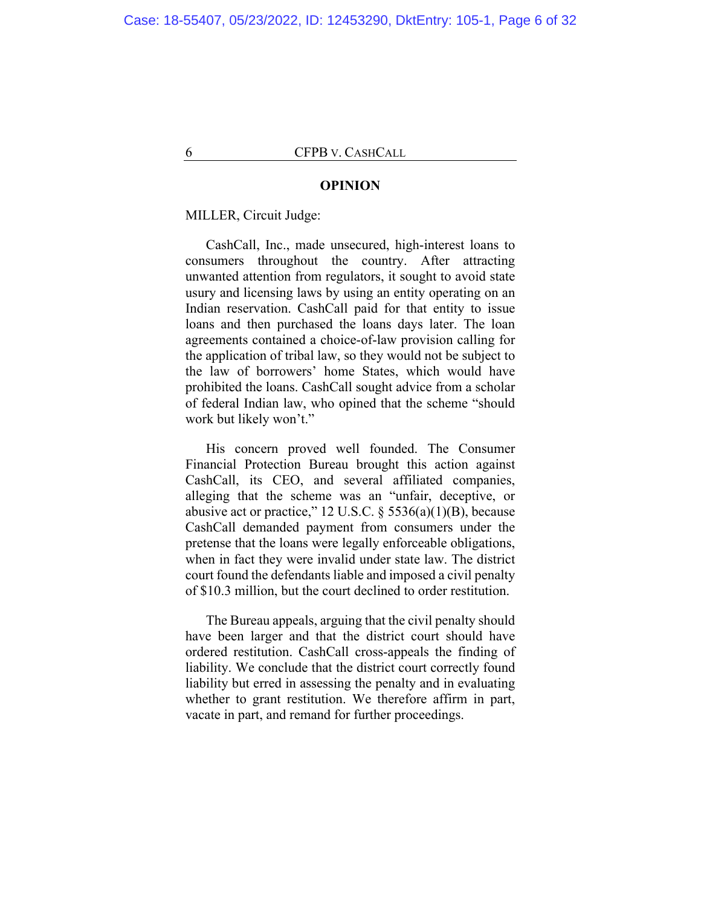## OPINION

MILLER, Circuit Judge:

CashCall, Inc., made unsecured, high-interest loans to consumers throughout the country. After attracting unwanted attention from regulators, it sought to avoid state usury and licensing laws by using an entity operating on an Indian reservation. CashCall paid for that entity to issue loans and then purchased the loans days later. The loan agreements contained a choice-of-law provision calling for the application of tribal law, so they would not be subject to the law of borrowers' home States, which would have prohibited the loans. CashCall sought advice from a scholar of federal Indian law, who opined that the scheme "should work but likely won't."

His concern proved well founded. The Consumer Financial Protection Bureau brought this action against CashCall, its CEO, and several affiliated companies, alleging that the scheme was an "unfair, deceptive, or abusive act or practice," 12 U.S.C. § 5536(a)(1)(B), because CashCall demanded payment from consumers under the pretense that the loans were legally enforceable obligations, when in fact they were invalid under state law. The district court found the defendants liable and imposed a civil penalty of $10.3 million, but the court declined to order restitution.

The Bureau appeals, arguing that the civil penalty should have been larger and that the district court should have ordered restitution. CashCall cross-appeals the finding of liability. We conclude that the district court correctly found liability but erred in assessing the penalty and in evaluating whether to grant restitution. We therefore affirm in part, vacate in part, and remand for further proceedings.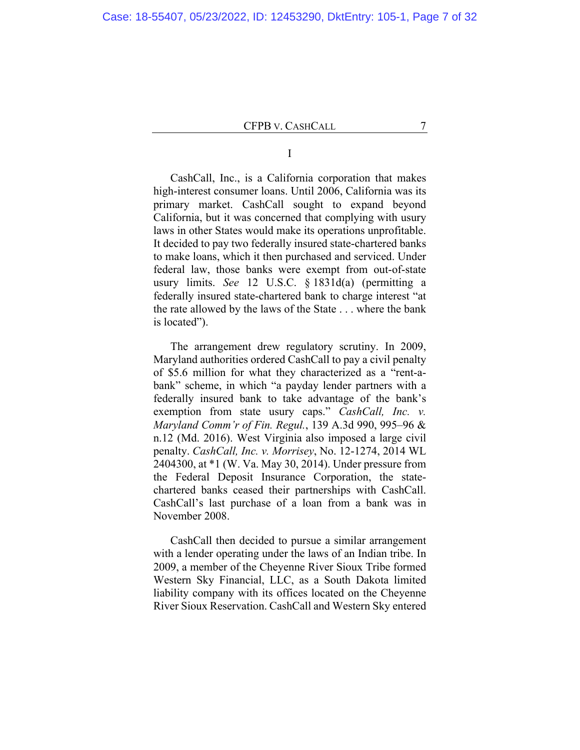# I

CashCall, Inc., is a California corporation that makes high-interest consumer loans. Until 2006, California was its primary market. CashCall sought to expand beyond California, but it was concerned that complying with usury laws in other States would make its operations unprofitable. It decided to pay two federally insured state-chartered banks to make loans, which it then purchased and serviced. Under federal law, those banks were exempt from out-of-state usury limits. *See* 12 U.S.C. § 1831d(a) (permitting a federally insured state-chartered bank to charge interest "at the rate allowed by the laws of the State . . . where the bank is located").

The arrangement drew regulatory scrutiny. In 2009, Maryland authorities ordered CashCall to pay a civil penalty of $5.6 million for what they characterized as a "rent-a-bank" scheme, in which "a payday lender partners with a federally insured bank to take advantage of the bank's exemption from state usury caps." *CashCall, Inc. v. Maryland Comm'r of Fin. Regul.*, 139 A.3d 990, 995–96 & n.12 (Md. 2016). West Virginia also imposed a large civil penalty. *CashCall, Inc. v. Morrisey*, No. 12-1274, 2014 WL 2404300, at *1 (W. Va. May 30, 2014). Under pressure from the Federal Deposit Insurance Corporation, the state-chartered banks ceased their partnerships with CashCall. CashCall's last purchase of a loan from a bank was in November 2008.

CashCall then decided to pursue a similar arrangement with a lender operating under the laws of an Indian tribe. In 2009, a member of the Cheyenne River Sioux Tribe formed Western Sky Financial, LLC, as a South Dakota limited liability company with its offices located on the Cheyenne River Sioux Reservation. CashCall and Western Sky entered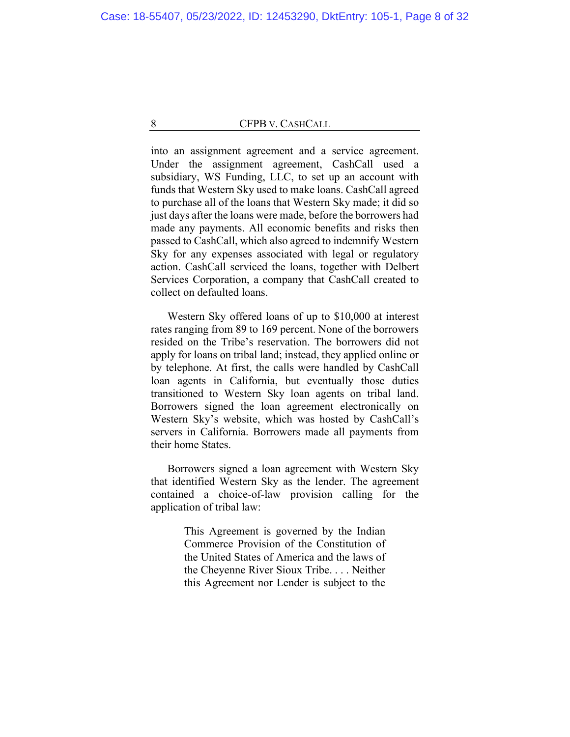into an assignment agreement and a service agreement. Under the assignment agreement, CashCall used a subsidiary, WS Funding, LLC, to set up an account with funds that Western Sky used to make loans. CashCall agreed to purchase all of the loans that Western Sky made; it did so just days after the loans were made, before the borrowers had made any payments. All economic benefits and risks then passed to CashCall, which also agreed to indemnify Western Sky for any expenses associated with legal or regulatory action. CashCall serviced the loans, together with Delbert Services Corporation, a company that CashCall created to collect on defaulted loans.

Western Sky offered loans of up to $10,000 at interest rates ranging from 89 to 169 percent. None of the borrowers resided on the Tribe's reservation. The borrowers did not apply for loans on tribal land; instead, they applied online or by telephone. At first, the calls were handled by CashCall loan agents in California, but eventually those duties transitioned to Western Sky loan agents on tribal land. Borrowers signed the loan agreement electronically on Western Sky's website, which was hosted by CashCall's servers in California. Borrowers made all payments from their home States.

Borrowers signed a loan agreement with Western Sky that identified Western Sky as the lender. The agreement contained a choice-of-law provision calling for the application of tribal law:

> This Agreement is governed by the Indian Commerce Provision of the Constitution of the United States of America and the laws of the Cheyenne River Sioux Tribe. . . . Neither this Agreement nor Lender is subject to the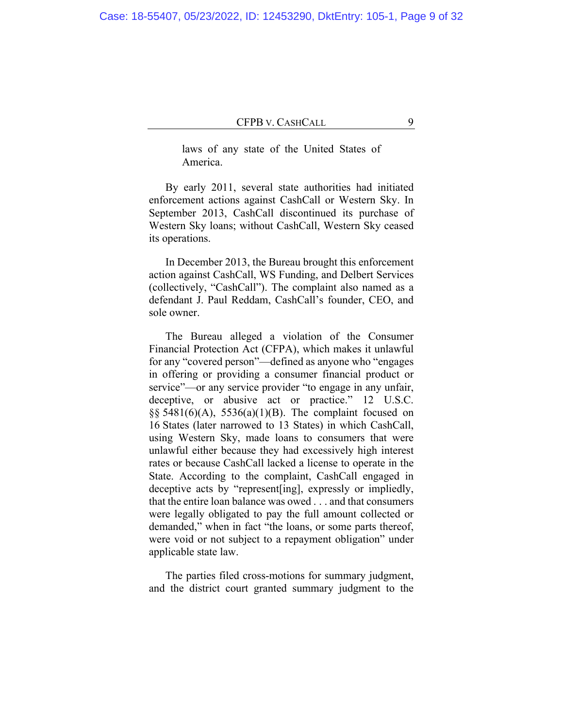> laws of any state of the United States of America.

By early 2011, several state authorities had initiated enforcement actions against CashCall or Western Sky. In September 2013, CashCall discontinued its purchase of Western Sky loans; without CashCall, Western Sky ceased its operations.

In December 2013, the Bureau brought this enforcement action against CashCall, WS Funding, and Delbert Services (collectively, "CashCall"). The complaint also named as a defendant J. Paul Reddam, CashCall's founder, CEO, and sole owner.

The Bureau alleged a violation of the Consumer Financial Protection Act (CFPA), which makes it unlawful for any "covered person"—defined as anyone who "engages in offering or providing a consumer financial product or service"—or any service provider "to engage in any unfair, deceptive, or abusive act or practice." 12 U.S.C. §§ 5481(6)(A), 5536(a)(1)(B). The complaint focused on 16 States (later narrowed to 13 States) in which CashCall, using Western Sky, made loans to consumers that were unlawful either because they had excessively high interest rates or because CashCall lacked a license to operate in the State. According to the complaint, CashCall engaged in deceptive acts by "represent[ing], expressly or impliedly, that the entire loan balance was owed . . . and that consumers were legally obligated to pay the full amount collected or demanded," when in fact "the loans, or some parts thereof, were void or not subject to a repayment obligation" under applicable state law.

The parties filed cross-motions for summary judgment, and the district court granted summary judgment to the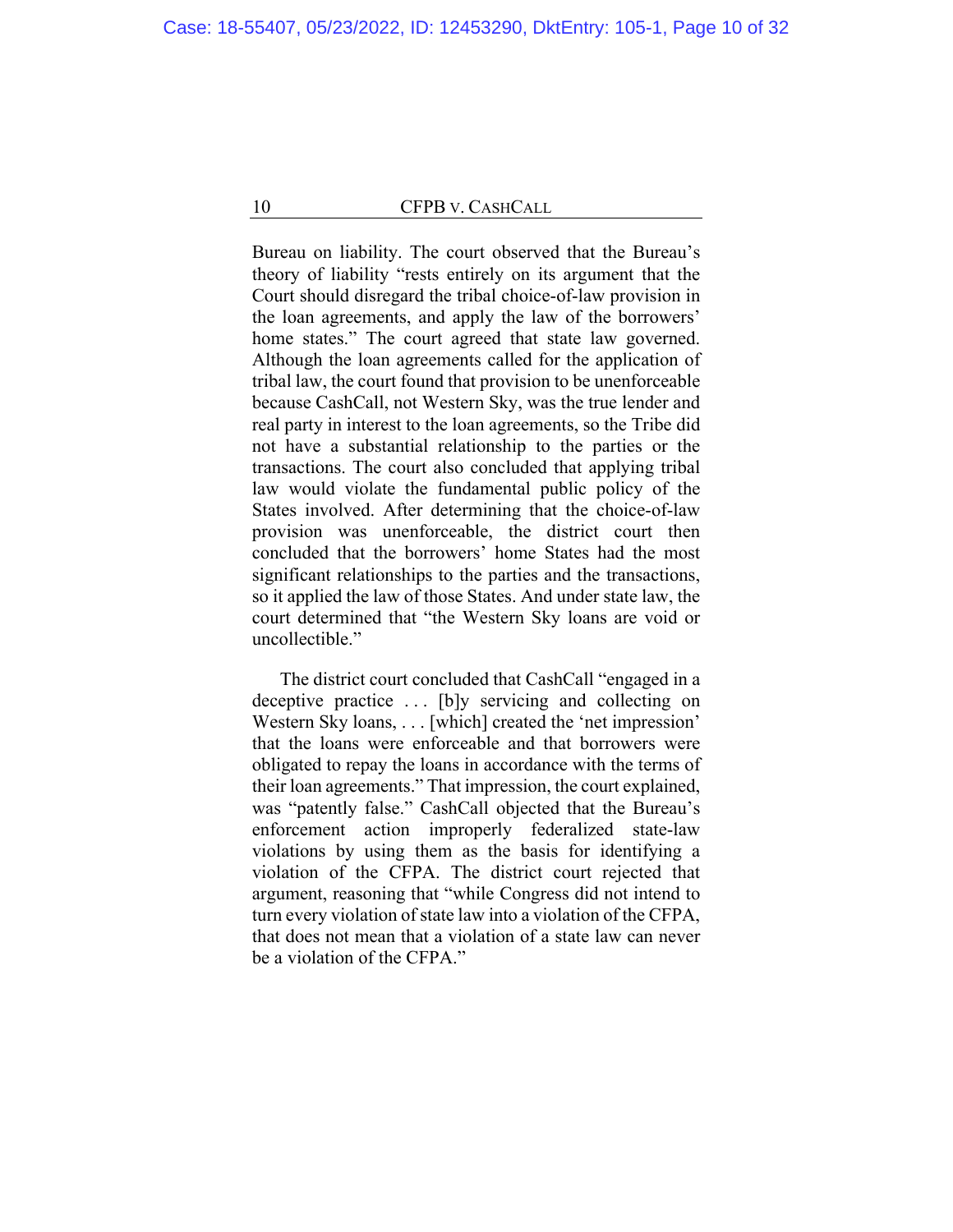Bureau on liability. The court observed that the Bureau's theory of liability "rests entirely on its argument that the Court should disregard the tribal choice-of-law provision in the loan agreements, and apply the law of the borrowers' home states." The court agreed that state law governed. Although the loan agreements called for the application of tribal law, the court found that provision to be unenforceable because CashCall, not Western Sky, was the true lender and real party in interest to the loan agreements, so the Tribe did not have a substantial relationship to the parties or the transactions. The court also concluded that applying tribal law would violate the fundamental public policy of the States involved. After determining that the choice-of-law provision was unenforceable, the district court then concluded that the borrowers' home States had the most significant relationships to the parties and the transactions, so it applied the law of those States. And under state law, the court determined that "the Western Sky loans are void or uncollectible."

The district court concluded that CashCall "engaged in a deceptive practice . . . [b]y servicing and collecting on Western Sky loans, . . . [which] created the 'net impression' that the loans were enforceable and that borrowers were obligated to repay the loans in accordance with the terms of their loan agreements." That impression, the court explained, was "patently false." CashCall objected that the Bureau's enforcement action improperly federalized state-law violations by using them as the basis for identifying a violation of the CFPA. The district court rejected that argument, reasoning that "while Congress did not intend to turn every violation of state law into a violation of the CFPA, that does not mean that a violation of a state law can never be a violation of the CFPA."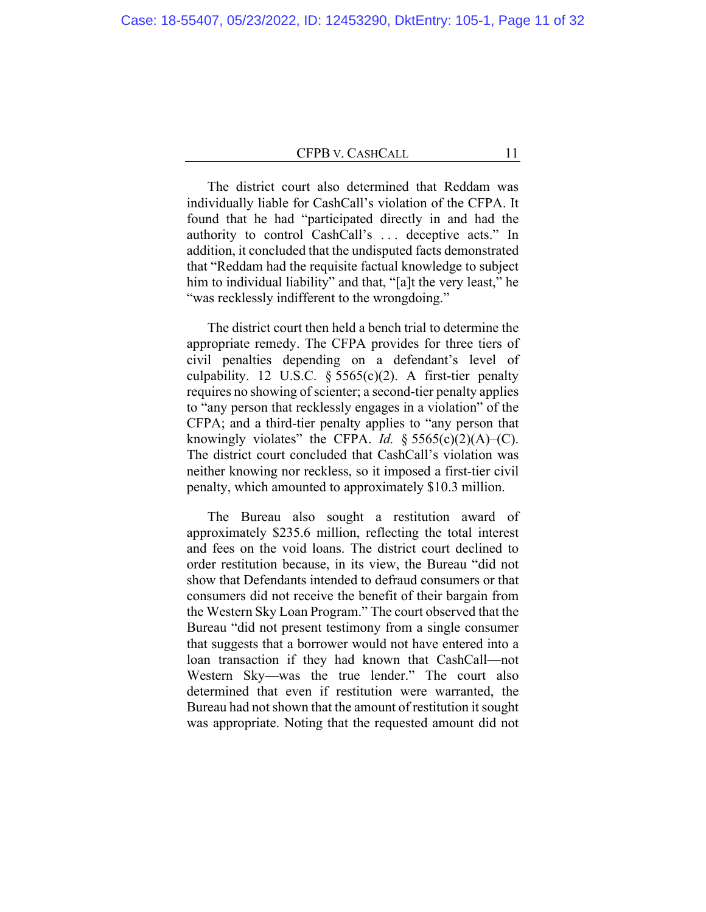The district court also determined that Reddam was individually liable for CashCall's violation of the CFPA. It found that he had "participated directly in and had the authority to control CashCall's . . . deceptive acts." In addition, it concluded that the undisputed facts demonstrated that "Reddam had the requisite factual knowledge to subject him to individual liability" and that, "[a]t the very least," he "was recklessly indifferent to the wrongdoing."

The district court then held a bench trial to determine the appropriate remedy. The CFPA provides for three tiers of civil penalties depending on a defendant's level of culpability. 12 U.S.C. § 5565(c)(2). A first-tier penalty requires no showing of scienter; a second-tier penalty applies to "any person that recklessly engages in a violation" of the CFPA; and a third-tier penalty applies to "any person that knowingly violates" the CFPA. *Id.* § 5565(c)(2)(A)–(C). The district court concluded that CashCall's violation was neither knowing nor reckless, so it imposed a first-tier civil penalty, which amounted to approximately $10.3 million.

The Bureau also sought a restitution award of approximately $235.6 million, reflecting the total interest and fees on the void loans. The district court declined to order restitution because, in its view, the Bureau "did not show that Defendants intended to defraud consumers or that consumers did not receive the benefit of their bargain from the Western Sky Loan Program." The court observed that the Bureau "did not present testimony from a single consumer that suggests that a borrower would not have entered into a loan transaction if they had known that CashCall—not Western Sky—was the true lender." The court also determined that even if restitution were warranted, the Bureau had not shown that the amount of restitution it sought was appropriate. Noting that the requested amount did not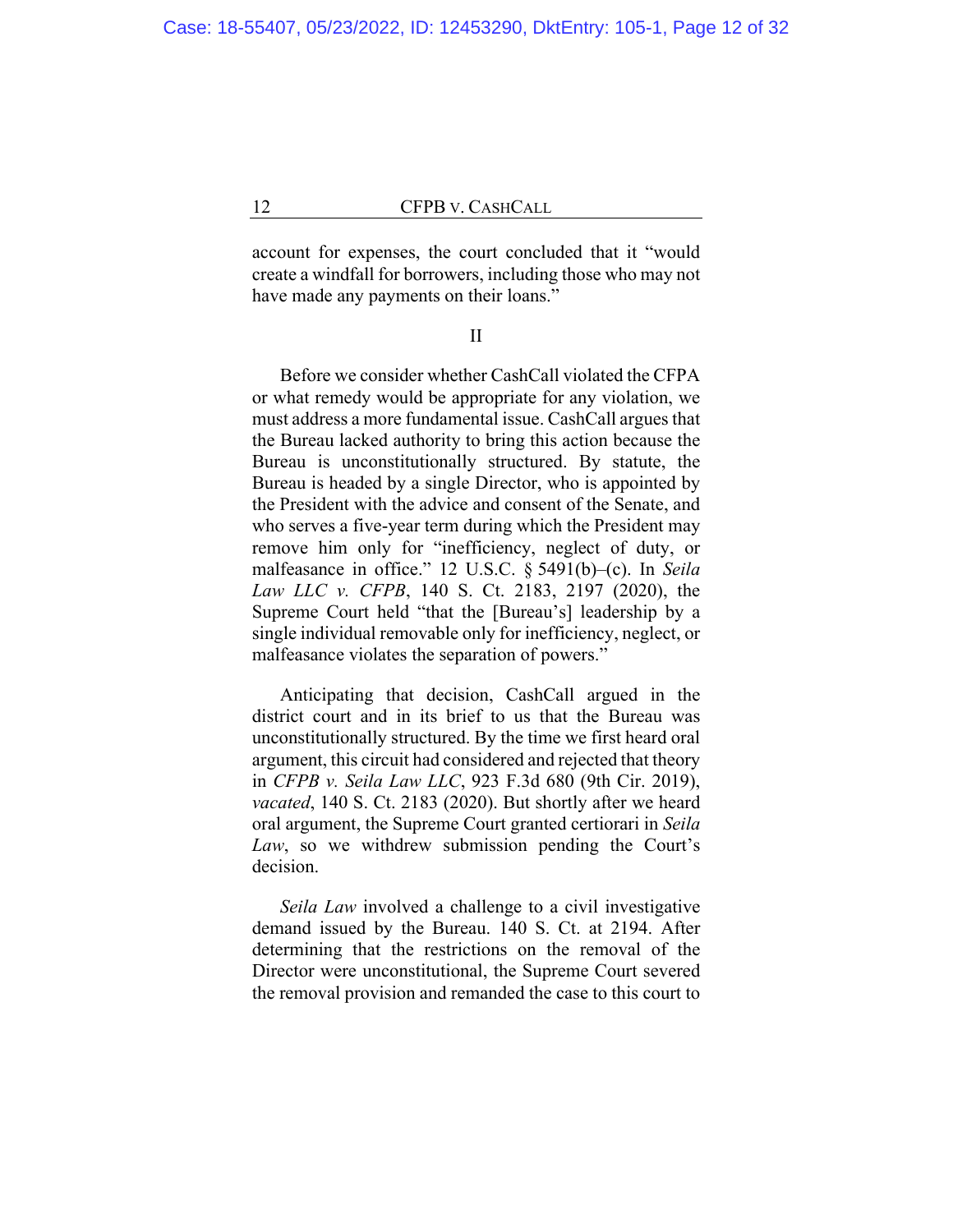account for expenses, the court concluded that it "would create a windfall for borrowers, including those who may not have made any payments on their loans."

II

Before we consider whether CashCall violated the CFPA or what remedy would be appropriate for any violation, we must address a more fundamental issue. CashCall argues that the Bureau lacked authority to bring this action because the Bureau is unconstitutionally structured. By statute, the Bureau is headed by a single Director, who is appointed by the President with the advice and consent of the Senate, and who serves a five-year term during which the President may remove him only for "inefficiency, neglect of duty, or malfeasance in office." 12 U.S.C. § 5491(b)–(c). In *Seila Law LLC v. CFPB*, 140 S. Ct. 2183, 2197 (2020), the Supreme Court held "that the [Bureau's] leadership by a single individual removable only for inefficiency, neglect, or malfeasance violates the separation of powers."

Anticipating that decision, CashCall argued in the district court and in its brief to us that the Bureau was unconstitutionally structured. By the time we first heard oral argument, this circuit had considered and rejected that theory in *CFPB v. Seila Law LLC*, 923 F.3d 680 (9th Cir. 2019), *vacated*, 140 S. Ct. 2183 (2020). But shortly after we heard oral argument, the Supreme Court granted certiorari in *Seila Law*, so we withdrew submission pending the Court's decision.

*Seila Law* involved a challenge to a civil investigative demand issued by the Bureau. 140 S. Ct. at 2194. After determining that the restrictions on the removal of the Director were unconstitutional, the Supreme Court severed the removal provision and remanded the case to this court to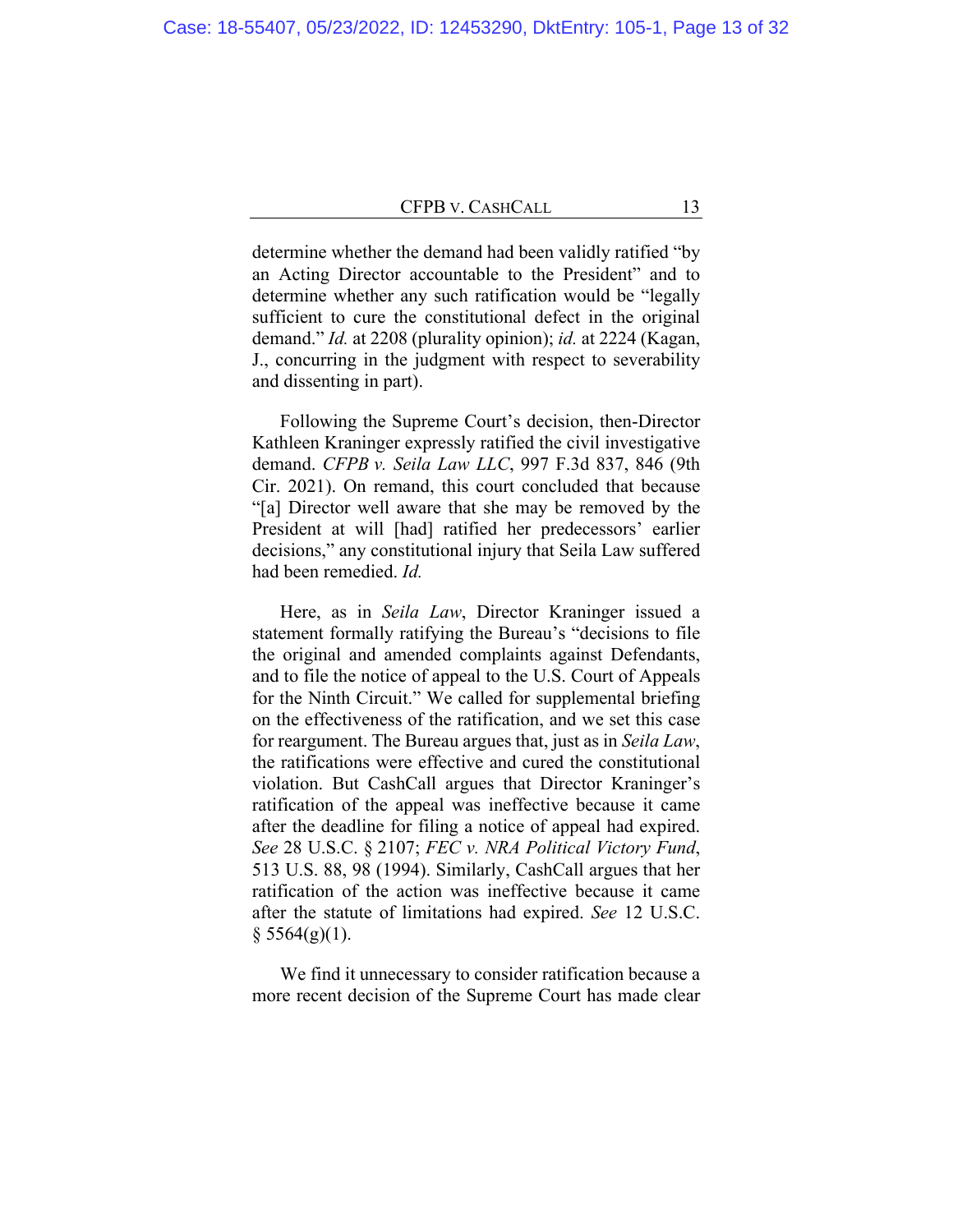determine whether the demand had been validly ratified "by an Acting Director accountable to the President" and to determine whether any such ratification would be "legally sufficient to cure the constitutional defect in the original demand." *Id.* at 2208 (plurality opinion); *id.* at 2224 (Kagan, J., concurring in the judgment with respect to severability and dissenting in part).

Following the Supreme Court's decision, then-Director Kathleen Kraninger expressly ratified the civil investigative demand. *CFPB v. Seila Law LLC*, 997 F.3d 837, 846 (9th Cir. 2021). On remand, this court concluded that because "[a] Director well aware that she may be removed by the President at will [had] ratified her predecessors' earlier decisions," any constitutional injury that Seila Law suffered had been remedied. *Id.*

Here, as in *Seila Law*, Director Kraninger issued a statement formally ratifying the Bureau's "decisions to file the original and amended complaints against Defendants, and to file the notice of appeal to the U.S. Court of Appeals for the Ninth Circuit." We called for supplemental briefing on the effectiveness of the ratification, and we set this case for reargument. The Bureau argues that, just as in *Seila Law*, the ratifications were effective and cured the constitutional violation. But CashCall argues that Director Kraninger's ratification of the appeal was ineffective because it came after the deadline for filing a notice of appeal had expired. *See* 28 U.S.C. § 2107; *FEC v. NRA Political Victory Fund*, 513 U.S. 88, 98 (1994). Similarly, CashCall argues that her ratification of the action was ineffective because it came after the statute of limitations had expired. *See* 12 U.S.C. § 5564(g)(1).

We find it unnecessary to consider ratification because a more recent decision of the Supreme Court has made clear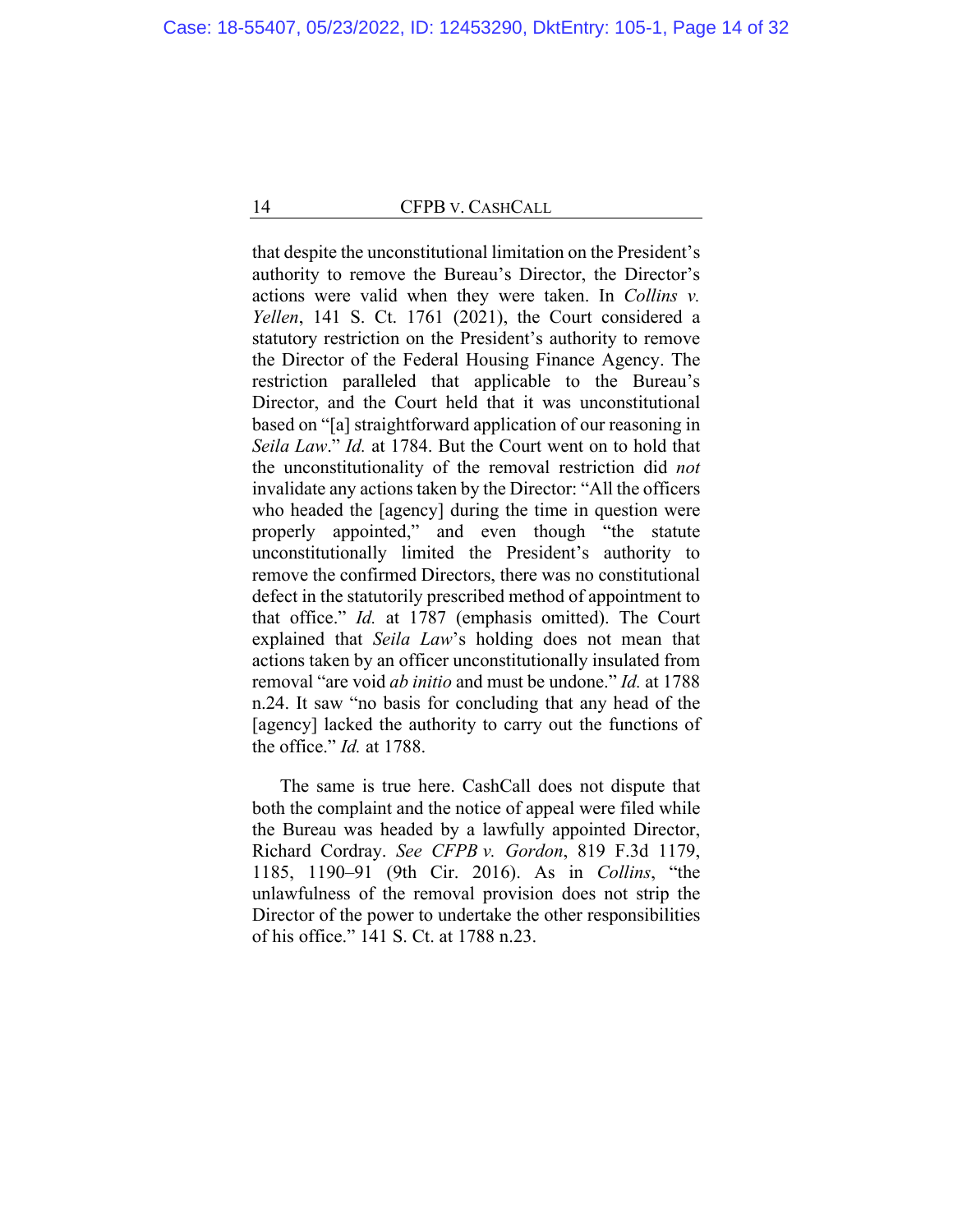that despite the unconstitutional limitation on the President's authority to remove the Bureau's Director, the Director's actions were valid when they were taken. In *Collins v. Yellen*, 141 S. Ct. 1761 (2021), the Court considered a statutory restriction on the President's authority to remove the Director of the Federal Housing Finance Agency. The restriction paralleled that applicable to the Bureau's Director, and the Court held that it was unconstitutional based on "[a] straightforward application of our reasoning in *Seila Law*." *Id.* at 1784. But the Court went on to hold that the unconstitutionality of the removal restriction did *not* invalidate any actions taken by the Director: "All the officers who headed the [agency] during the time in question were properly appointed," and even though "the statute unconstitutionally limited the President's authority to remove the confirmed Directors, there was no constitutional defect in the statutorily prescribed method of appointment to that office." *Id.* at 1787 (emphasis omitted). The Court explained that *Seila Law*'s holding does not mean that actions taken by an officer unconstitutionally insulated from removal "are void *ab initio* and must be undone." *Id.* at 1788 n.24. It saw "no basis for concluding that any head of the [agency] lacked the authority to carry out the functions of the office." *Id.* at 1788.

The same is true here. CashCall does not dispute that both the complaint and the notice of appeal were filed while the Bureau was headed by a lawfully appointed Director, Richard Cordray. *See CFPB v. Gordon*, 819 F.3d 1179, 1185, 1190–91 (9th Cir. 2016). As in *Collins*, "the unlawfulness of the removal provision does not strip the Director of the power to undertake the other responsibilities of his office." 141 S. Ct. at 1788 n.23.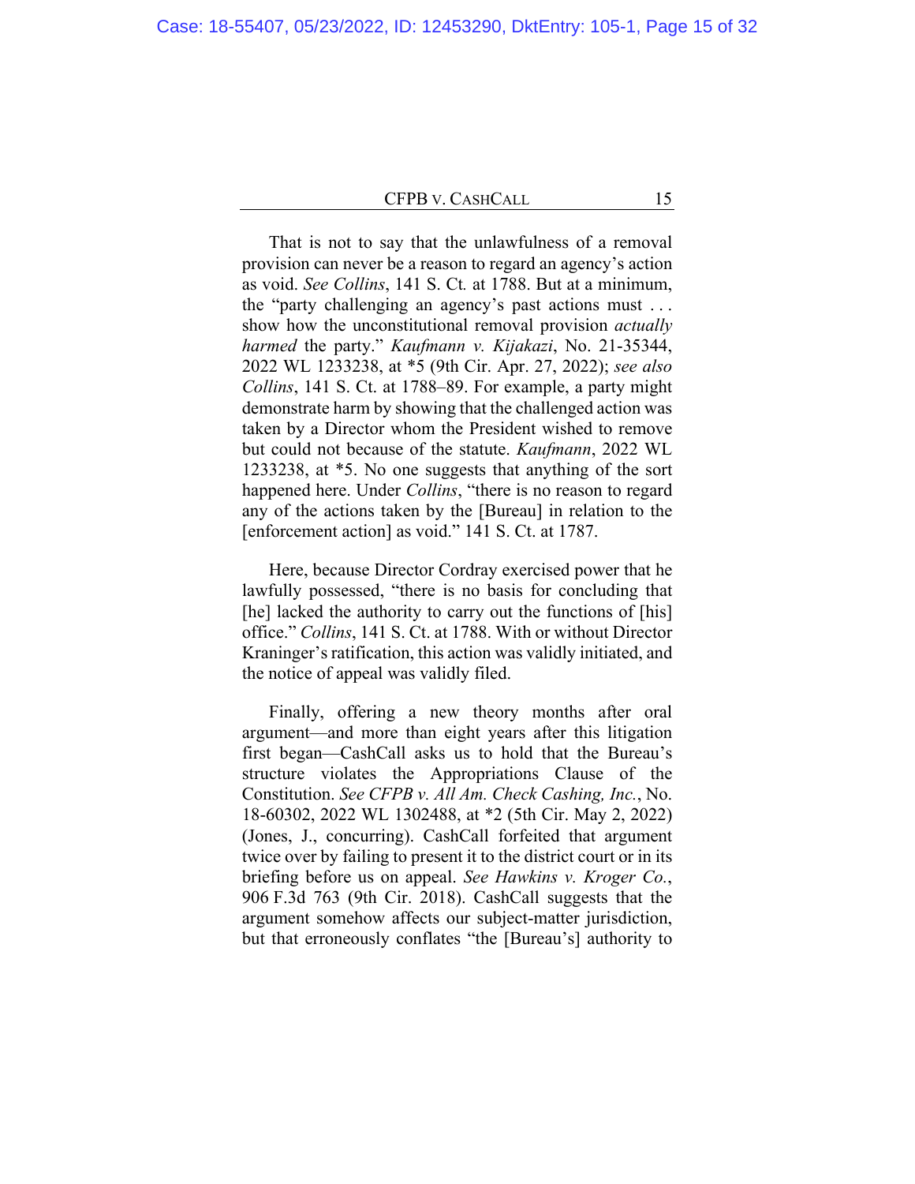That is not to say that the unlawfulness of a removal provision can never be a reason to regard an agency's action as void. *See Collins*, 141 S. Ct. at 1788. But at a minimum, the "party challenging an agency's past actions must . . . show how the unconstitutional removal provision *actually harmed* the party." *Kaufmann v. Kijakazi*, No. 21-35344, 2022 WL 1233238, at *5 (9th Cir. Apr. 27, 2022); *see also Collins*, 141 S. Ct. at 1788–89. For example, a party might demonstrate harm by showing that the challenged action was taken by a Director whom the President wished to remove but could not because of the statute. *Kaufmann*, 2022 WL 1233238, at *5. No one suggests that anything of the sort happened here. Under *Collins*, "there is no reason to regard any of the actions taken by the [Bureau] in relation to the [enforcement action] as void." 141 S. Ct. at 1787.

Here, because Director Cordray exercised power that he lawfully possessed, "there is no basis for concluding that [he] lacked the authority to carry out the functions of [his] office." *Collins*, 141 S. Ct. at 1788. With or without Director Kraninger's ratification, this action was validly initiated, and the notice of appeal was validly filed.

Finally, offering a new theory months after oral argument—and more than eight years after this litigation first began—CashCall asks us to hold that the Bureau's structure violates the Appropriations Clause of the Constitution. *See CFPB v. All Am. Check Cashing, Inc.*, No. 18-60302, 2022 WL 1302488, at *2 (5th Cir. May 2, 2022) (Jones, J., concurring). CashCall forfeited that argument twice over by failing to present it to the district court or in its briefing before us on appeal. *See Hawkins v. Kroger Co.*, 906 F.3d 763 (9th Cir. 2018). CashCall suggests that the argument somehow affects our subject-matter jurisdiction, but that erroneously conflates "the [Bureau's] authority to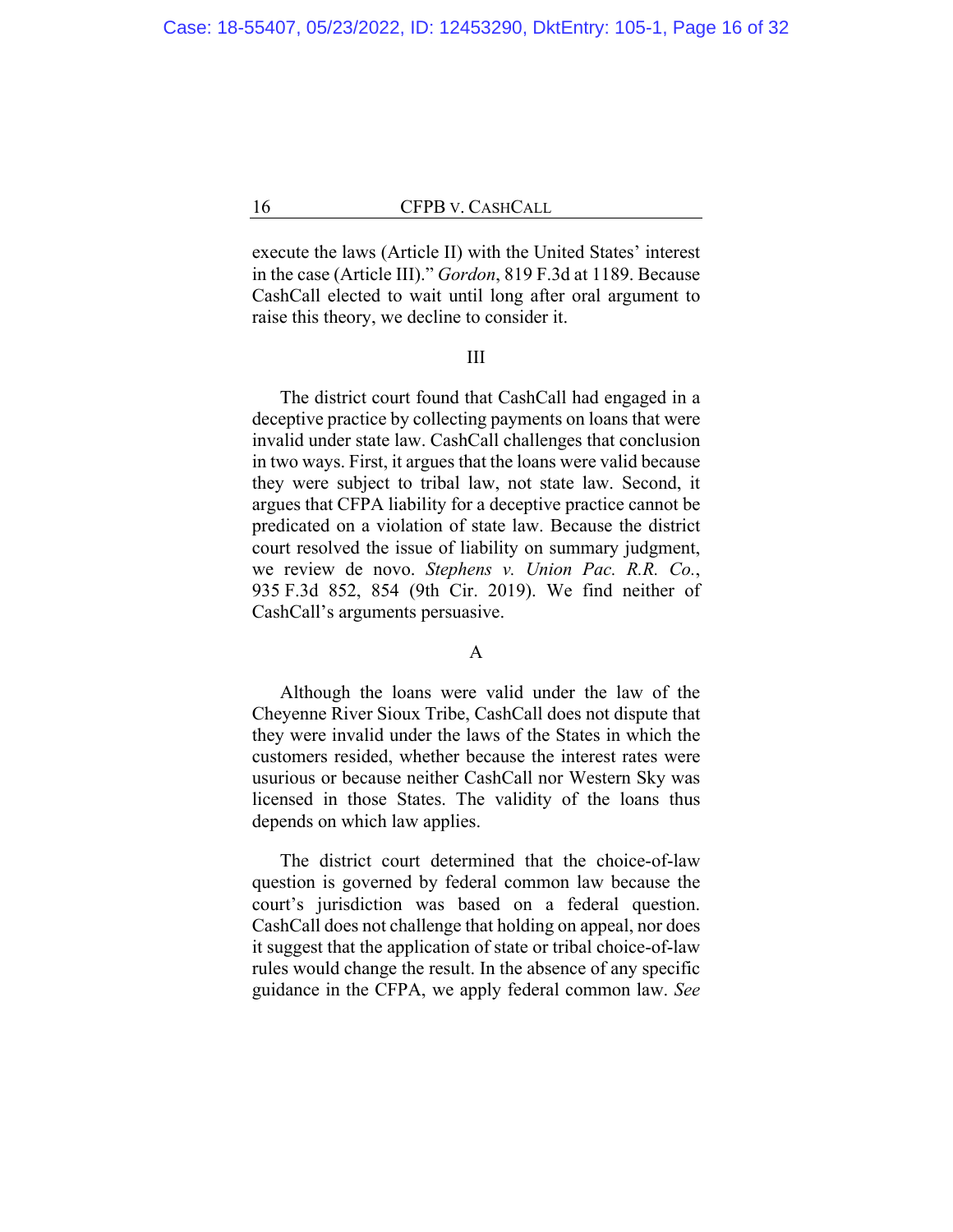execute the laws (Article II) with the United States' interest in the case (Article III)." *Gordon*, 819 F.3d at 1189. Because CashCall elected to wait until long after oral argument to raise this theory, we decline to consider it.

## III

The district court found that CashCall had engaged in a deceptive practice by collecting payments on loans that were invalid under state law. CashCall challenges that conclusion in two ways. First, it argues that the loans were valid because they were subject to tribal law, not state law. Second, it argues that CFPA liability for a deceptive practice cannot be predicated on a violation of state law. Because the district court resolved the issue of liability on summary judgment, we review de novo. *Stephens v. Union Pac. R.R. Co.*, 935 F.3d 852, 854 (9th Cir. 2019). We find neither of CashCall's arguments persuasive.

### A

Although the loans were valid under the law of the Cheyenne River Sioux Tribe, CashCall does not dispute that they were invalid under the laws of the States in which the customers resided, whether because the interest rates were usurious or because neither CashCall nor Western Sky was licensed in those States. The validity of the loans thus depends on which law applies.

The district court determined that the choice-of-law question is governed by federal common law because the court's jurisdiction was based on a federal question. CashCall does not challenge that holding on appeal, nor does it suggest that the application of state or tribal choice-of-law rules would change the result. In the absence of any specific guidance in the CFPA, we apply federal common law. *See*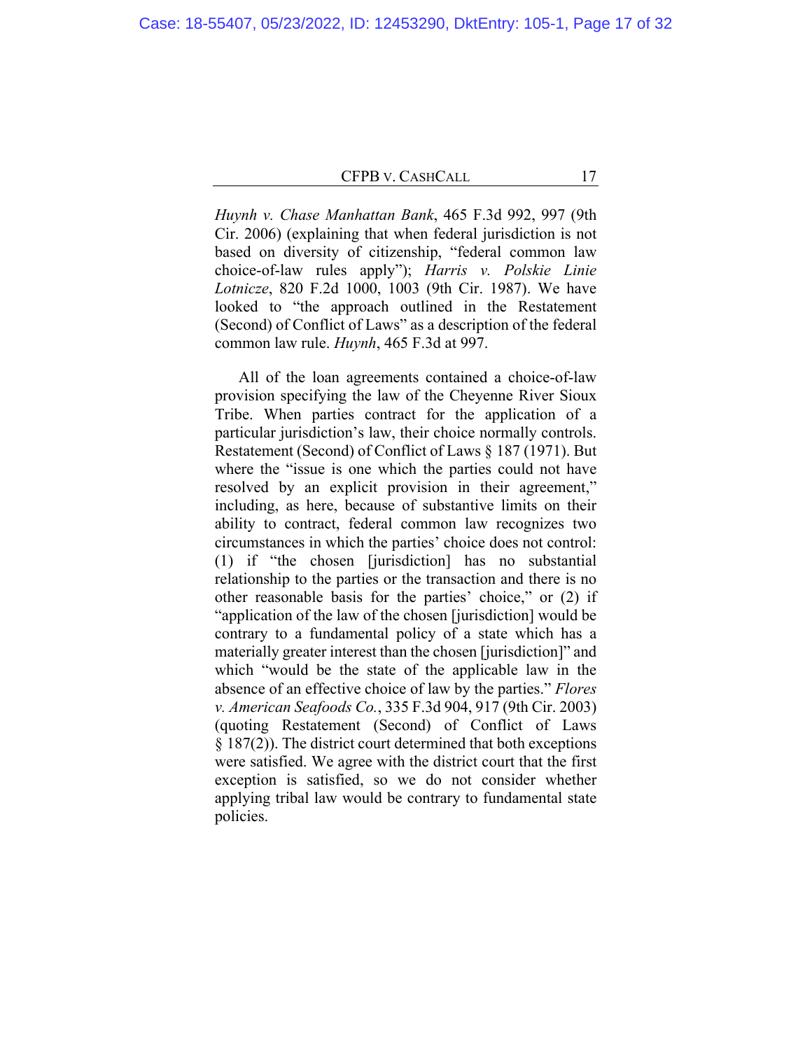*Huynh v. Chase Manhattan Bank*, 465 F.3d 992, 997 (9th Cir. 2006) (explaining that when federal jurisdiction is not based on diversity of citizenship, "federal common law choice-of-law rules apply"); *Harris v. Polskie Linie Lotnicze*, 820 F.2d 1000, 1003 (9th Cir. 1987). We have looked to "the approach outlined in the Restatement (Second) of Conflict of Laws" as a description of the federal common law rule. *Huynh*, 465 F.3d at 997.

All of the loan agreements contained a choice-of-law provision specifying the law of the Cheyenne River Sioux Tribe. When parties contract for the application of a particular jurisdiction's law, their choice normally controls. Restatement (Second) of Conflict of Laws § 187 (1971). But where the "issue is one which the parties could not have resolved by an explicit provision in their agreement," including, as here, because of substantive limits on their ability to contract, federal common law recognizes two circumstances in which the parties' choice does not control: (1) if "the chosen [jurisdiction] has no substantial relationship to the parties or the transaction and there is no other reasonable basis for the parties' choice," or (2) if "application of the law of the chosen [jurisdiction] would be contrary to a fundamental policy of a state which has a materially greater interest than the chosen [jurisdiction]" and which "would be the state of the applicable law in the absence of an effective choice of law by the parties." *Flores v. American Seafoods Co.*, 335 F.3d 904, 917 (9th Cir. 2003) (quoting Restatement (Second) of Conflict of Laws § 187(2)). The district court determined that both exceptions were satisfied. We agree with the district court that the first exception is satisfied, so we do not consider whether applying tribal law would be contrary to fundamental state policies.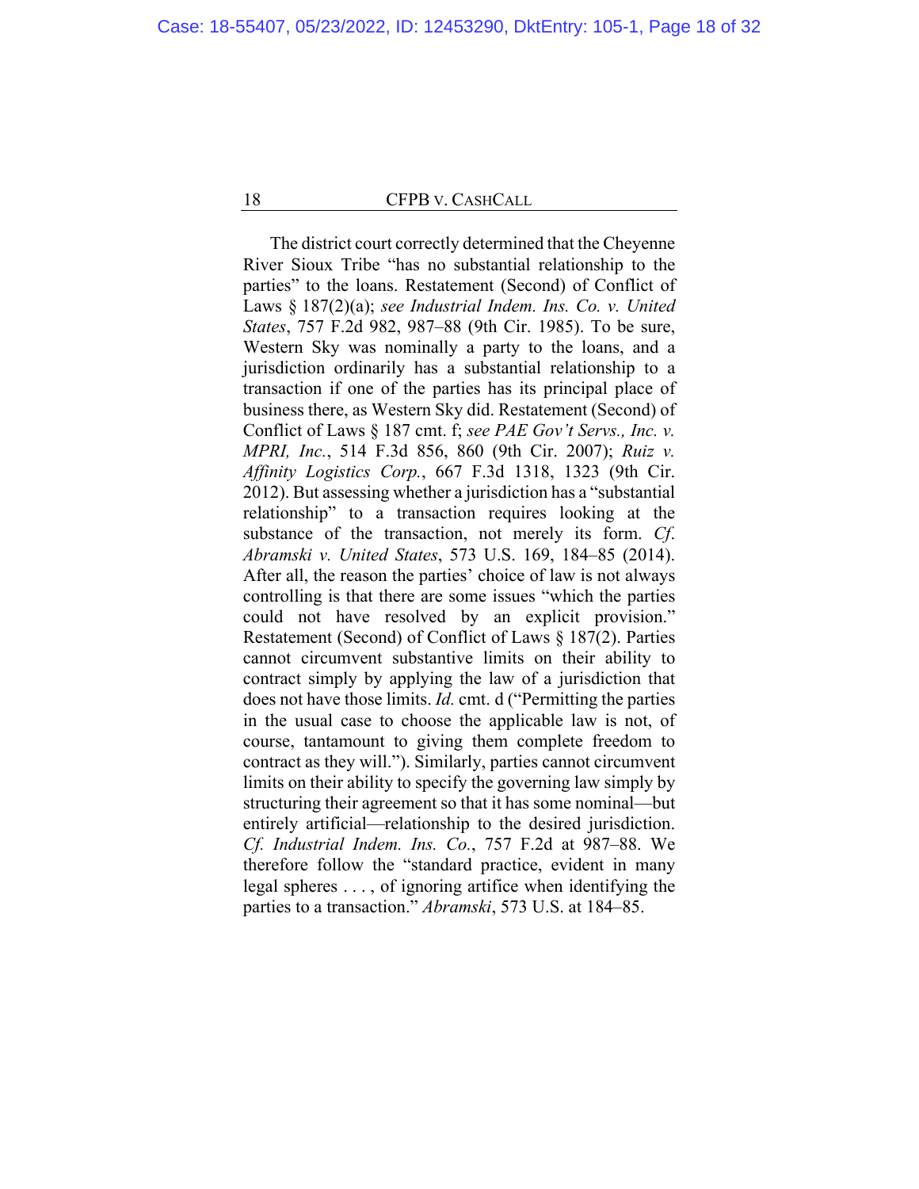The district court correctly determined that the Cheyenne River Sioux Tribe "has no substantial relationship to the parties" to the loans. Restatement (Second) of Conflict of Laws § 187(2)(a); *see Industrial Indem. Ins. Co. v. United States*, 757 F.2d 982, 987–88 (9th Cir. 1985). To be sure, Western Sky was nominally a party to the loans, and a jurisdiction ordinarily has a substantial relationship to a transaction if one of the parties has its principal place of business there, as Western Sky did. Restatement (Second) of Conflict of Laws § 187 cmt. f; *see PAE Gov't Servs., Inc. v. MPRI, Inc.*, 514 F.3d 856, 860 (9th Cir. 2007); *Ruiz v. Affinity Logistics Corp.*, 667 F.3d 1318, 1323 (9th Cir. 2012). But assessing whether a jurisdiction has a "substantial relationship" to a transaction requires looking at the substance of the transaction, not merely its form. *Cf. Abramski v. United States*, 573 U.S. 169, 184–85 (2014). After all, the reason the parties' choice of law is not always controlling is that there are some issues "which the parties could not have resolved by an explicit provision." Restatement (Second) of Conflict of Laws § 187(2). Parties cannot circumvent substantive limits on their ability to contract simply by applying the law of a jurisdiction that does not have those limits. *Id.* cmt. d ("Permitting the parties in the usual case to choose the applicable law is not, of course, tantamount to giving them complete freedom to contract as they will."). Similarly, parties cannot circumvent limits on their ability to specify the governing law simply by structuring their agreement so that it has some nominal—but entirely artificial—relationship to the desired jurisdiction. *Cf. Industrial Indem. Ins. Co.*, 757 F.2d at 987–88. We therefore follow the "standard practice, evident in many legal spheres . . . , of ignoring artifice when identifying the parties to a transaction." *Abramski*, 573 U.S. at 184–85.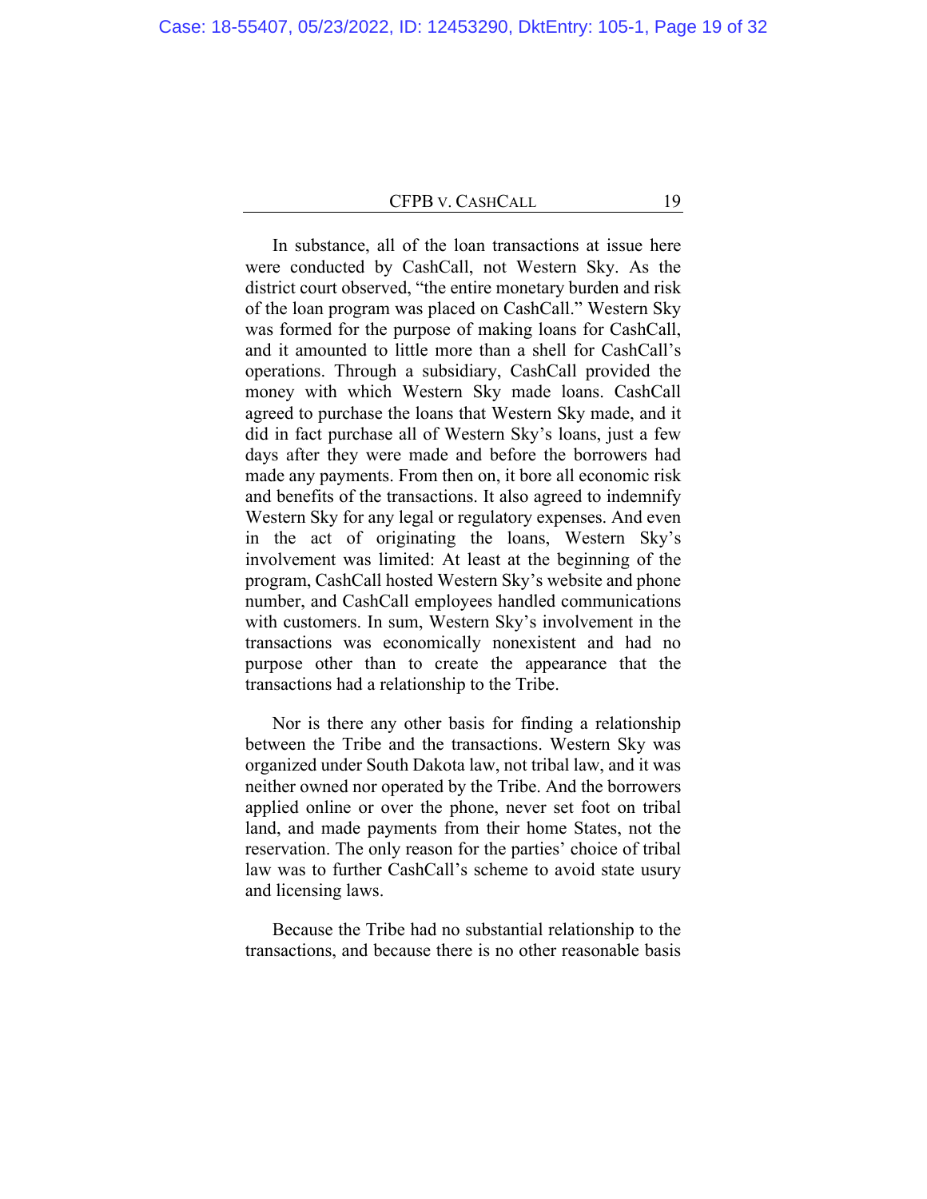In substance, all of the loan transactions at issue here were conducted by CashCall, not Western Sky. As the district court observed, "the entire monetary burden and risk of the loan program was placed on CashCall." Western Sky was formed for the purpose of making loans for CashCall, and it amounted to little more than a shell for CashCall's operations. Through a subsidiary, CashCall provided the money with which Western Sky made loans. CashCall agreed to purchase the loans that Western Sky made, and it did in fact purchase all of Western Sky's loans, just a few days after they were made and before the borrowers had made any payments. From then on, it bore all economic risk and benefits of the transactions. It also agreed to indemnify Western Sky for any legal or regulatory expenses. And even in the act of originating the loans, Western Sky's involvement was limited: At least at the beginning of the program, CashCall hosted Western Sky's website and phone number, and CashCall employees handled communications with customers. In sum, Western Sky's involvement in the transactions was economically nonexistent and had no purpose other than to create the appearance that the transactions had a relationship to the Tribe.

Nor is there any other basis for finding a relationship between the Tribe and the transactions. Western Sky was organized under South Dakota law, not tribal law, and it was neither owned nor operated by the Tribe. And the borrowers applied online or over the phone, never set foot on tribal land, and made payments from their home States, not the reservation. The only reason for the parties' choice of tribal law was to further CashCall's scheme to avoid state usury and licensing laws.

Because the Tribe had no substantial relationship to the transactions, and because there is no other reasonable basis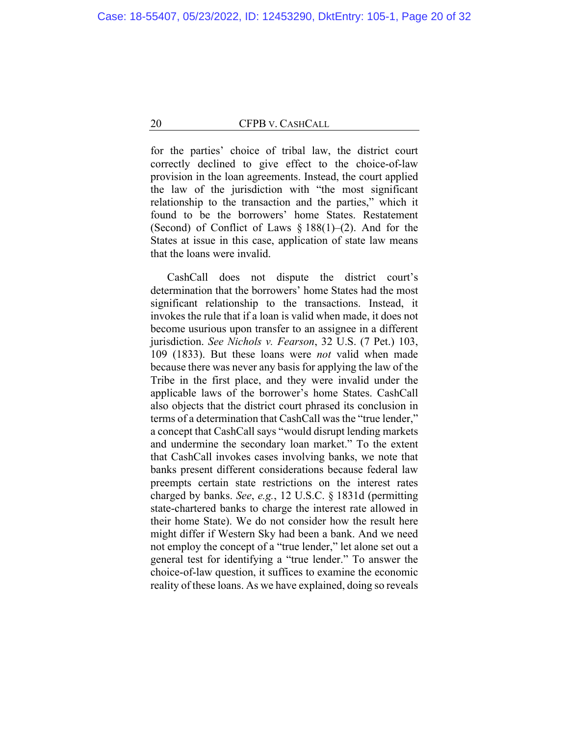for the parties' choice of tribal law, the district court correctly declined to give effect to the choice-of-law provision in the loan agreements. Instead, the court applied the law of the jurisdiction with "the most significant relationship to the transaction and the parties," which it found to be the borrowers' home States. Restatement (Second) of Conflict of Laws § 188(1)–(2). And for the States at issue in this case, application of state law means that the loans were invalid.

CashCall does not dispute the district court's determination that the borrowers' home States had the most significant relationship to the transactions. Instead, it invokes the rule that if a loan is valid when made, it does not become usurious upon transfer to an assignee in a different jurisdiction. *See Nichols v. Fearson*, 32 U.S. (7 Pet.) 103, 109 (1833). But these loans were *not* valid when made because there was never any basis for applying the law of the Tribe in the first place, and they were invalid under the applicable laws of the borrower's home States. CashCall also objects that the district court phrased its conclusion in terms of a determination that CashCall was the "true lender," a concept that CashCall says "would disrupt lending markets and undermine the secondary loan market." To the extent that CashCall invokes cases involving banks, we note that banks present different considerations because federal law preempts certain state restrictions on the interest rates charged by banks. *See*, *e.g.*, 12 U.S.C. § 1831d (permitting state-chartered banks to charge the interest rate allowed in their home State). We do not consider how the result here might differ if Western Sky had been a bank. And we need not employ the concept of a "true lender," let alone set out a general test for identifying a "true lender." To answer the choice-of-law question, it suffices to examine the economic reality of these loans. As we have explained, doing so reveals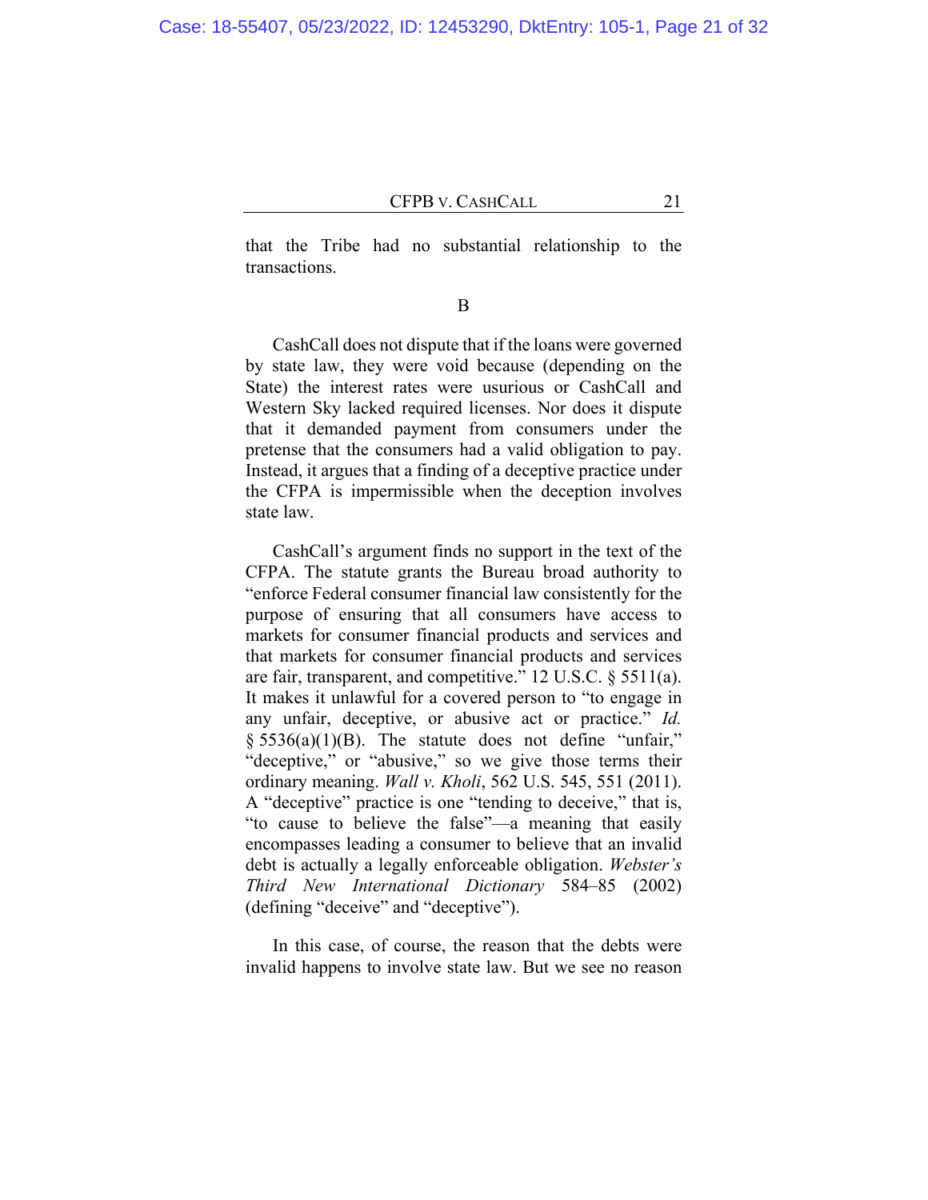that the Tribe had no substantial relationship to the transactions.

B

CashCall does not dispute that if the loans were governed by state law, they were void because (depending on the State) the interest rates were usurious or CashCall and Western Sky lacked required licenses. Nor does it dispute that it demanded payment from consumers under the pretense that the consumers had a valid obligation to pay. Instead, it argues that a finding of a deceptive practice under the CFPA is impermissible when the deception involves state law.

CashCall's argument finds no support in the text of the CFPA. The statute grants the Bureau broad authority to "enforce Federal consumer financial law consistently for the purpose of ensuring that all consumers have access to markets for consumer financial products and services and that markets for consumer financial products and services are fair, transparent, and competitive." 12 U.S.C. § 5511(a). It makes it unlawful for a covered person to "to engage in any unfair, deceptive, or abusive act or practice." *Id.* § 5536(a)(1)(B). The statute does not define "unfair," "deceptive," or "abusive," so we give those terms their ordinary meaning. *Wall v. Kholi*, 562 U.S. 545, 551 (2011). A "deceptive" practice is one "tending to deceive," that is, "to cause to believe the false"—a meaning that easily encompasses leading a consumer to believe that an invalid debt is actually a legally enforceable obligation. *Webster's Third New International Dictionary* 584–85 (2002) (defining "deceive" and "deceptive").

In this case, of course, the reason that the debts were invalid happens to involve state law. But we see no reason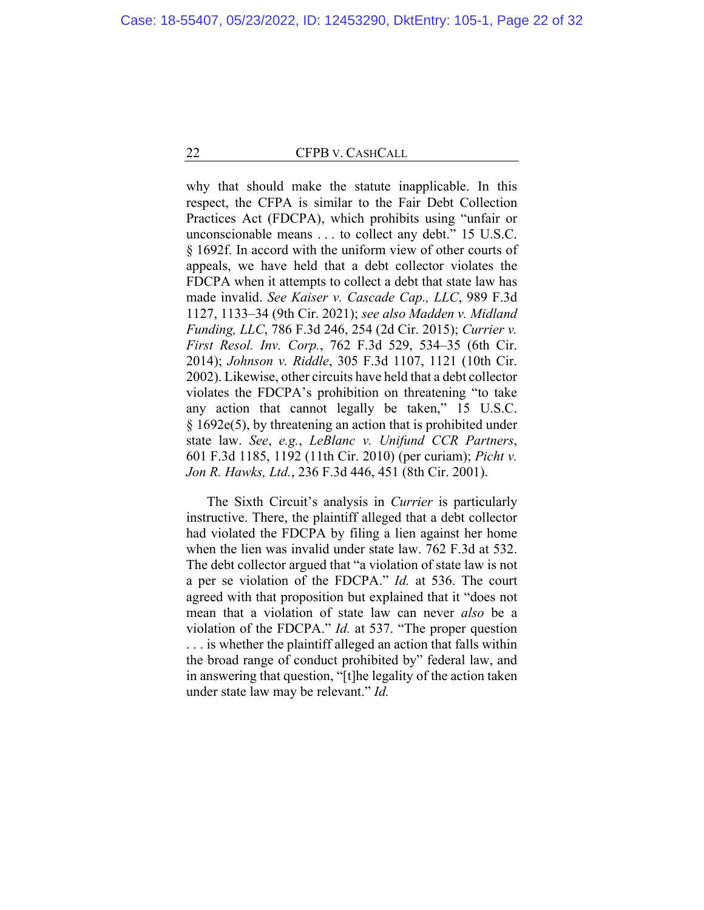why that should make the statute inapplicable. In this respect, the CFPA is similar to the Fair Debt Collection Practices Act (FDCPA), which prohibits using "unfair or unconscionable means . . . to collect any debt." 15 U.S.C. § 1692f. In accord with the uniform view of other courts of appeals, we have held that a debt collector violates the FDCPA when it attempts to collect a debt that state law has made invalid. *See Kaiser v. Cascade Cap., LLC*, 989 F.3d 1127, 1133–34 (9th Cir. 2021); *see also Madden v. Midland Funding, LLC*, 786 F.3d 246, 254 (2d Cir. 2015); *Currier v. First Resol. Inv. Corp.*, 762 F.3d 529, 534–35 (6th Cir. 2014); *Johnson v. Riddle*, 305 F.3d 1107, 1121 (10th Cir. 2002). Likewise, other circuits have held that a debt collector violates the FDCPA's prohibition on threatening "to take any action that cannot legally be taken," 15 U.S.C. § 1692e(5), by threatening an action that is prohibited under state law. *See*, *e.g.*, *LeBlanc v. Unifund CCR Partners*, 601 F.3d 1185, 1192 (11th Cir. 2010) (per curiam); *Picht v. Jon R. Hawks, Ltd.*, 236 F.3d 446, 451 (8th Cir. 2001).

The Sixth Circuit's analysis in *Currier* is particularly instructive. There, the plaintiff alleged that a debt collector had violated the FDCPA by filing a lien against her home when the lien was invalid under state law. 762 F.3d at 532. The debt collector argued that "a violation of state law is not a per se violation of the FDCPA." *Id.* at 536. The court agreed with that proposition but explained that it "does not mean that a violation of state law can never *also* be a violation of the FDCPA." *Id.* at 537. "The proper question . . . is whether the plaintiff alleged an action that falls within the broad range of conduct prohibited by" federal law, and in answering that question, "[t]he legality of the action taken under state law may be relevant." *Id.*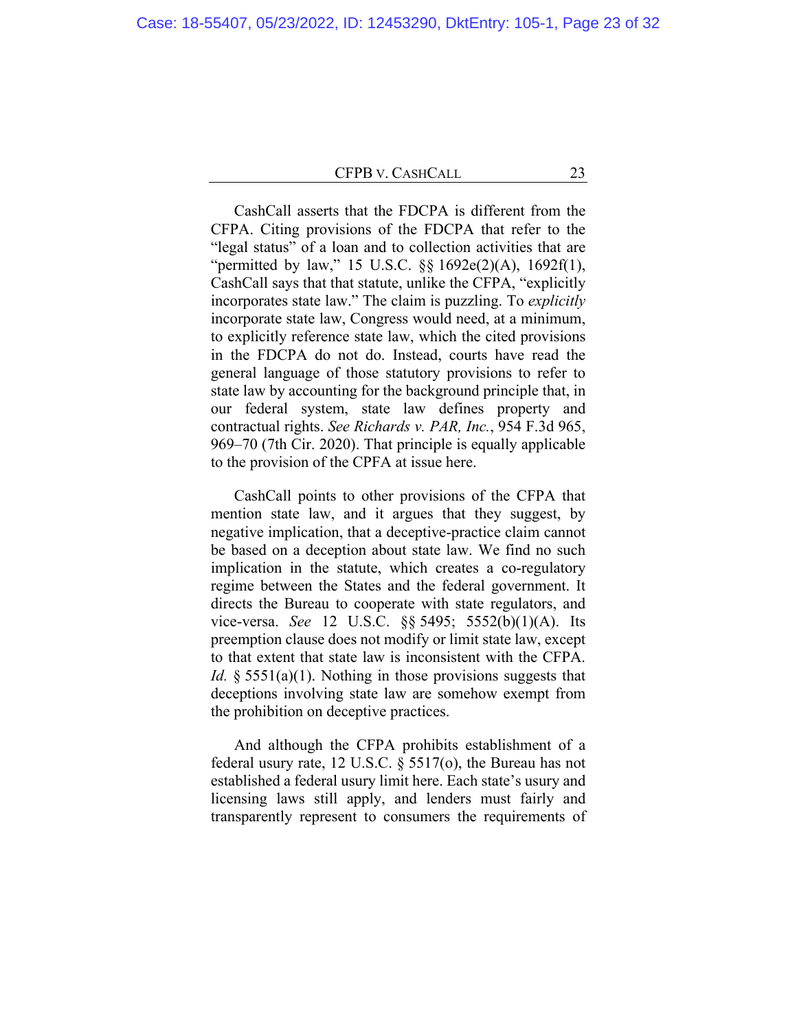CashCall asserts that the FDCPA is different from the CFPA. Citing provisions of the FDCPA that refer to the "legal status" of a loan and to collection activities that are "permitted by law," 15 U.S.C. §§ 1692e(2)(A), 1692f(1), CashCall says that that statute, unlike the CFPA, "explicitly incorporates state law." The claim is puzzling. To *explicitly* incorporate state law, Congress would need, at a minimum, to explicitly reference state law, which the cited provisions in the FDCPA do not do. Instead, courts have read the general language of those statutory provisions to refer to state law by accounting for the background principle that, in our federal system, state law defines property and contractual rights. *See Richards v. PAR, Inc.*, 954 F.3d 965, 969–70 (7th Cir. 2020). That principle is equally applicable to the provision of the CPFA at issue here.

CashCall points to other provisions of the CFPA that mention state law, and it argues that they suggest, by negative implication, that a deceptive-practice claim cannot be based on a deception about state law. We find no such implication in the statute, which creates a co-regulatory regime between the States and the federal government. It directs the Bureau to cooperate with state regulators, and vice-versa. *See* 12 U.S.C. §§ 5495; 5552(b)(1)(A). Its preemption clause does not modify or limit state law, except to that extent that state law is inconsistent with the CFPA. *Id.* § 5551(a)(1). Nothing in those provisions suggests that deceptions involving state law are somehow exempt from the prohibition on deceptive practices.

And although the CFPA prohibits establishment of a federal usury rate, 12 U.S.C. § 5517(o), the Bureau has not established a federal usury limit here. Each state's usury and licensing laws still apply, and lenders must fairly and transparently represent to consumers the requirements of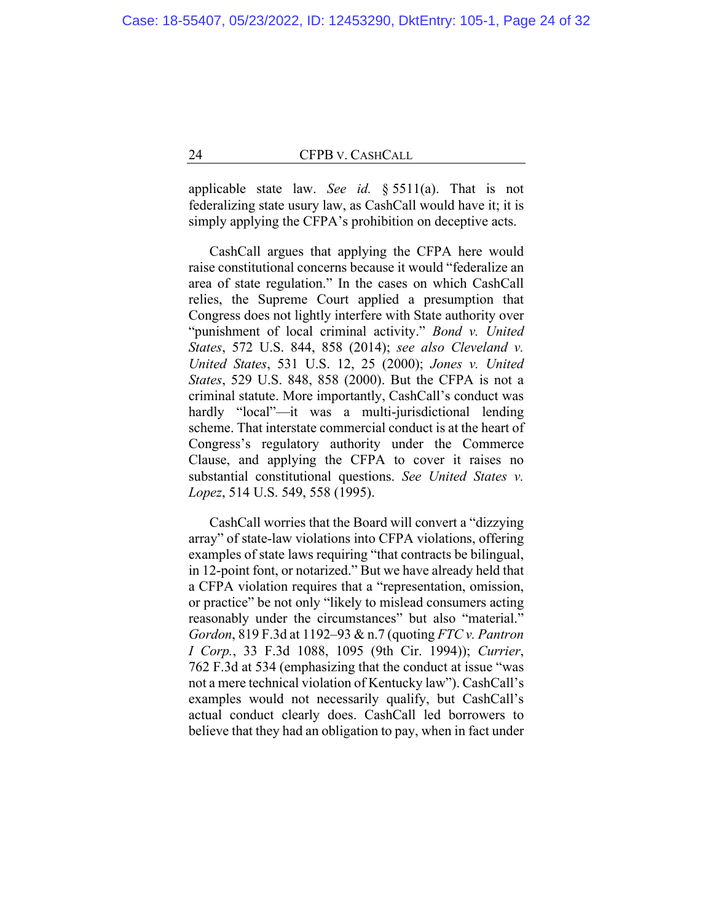applicable state law. *See id.* § 5511(a). That is not federalizing state usury law, as CashCall would have it; it is simply applying the CFPA's prohibition on deceptive acts.

CashCall argues that applying the CFPA here would raise constitutional concerns because it would "federalize an area of state regulation." In the cases on which CashCall relies, the Supreme Court applied a presumption that Congress does not lightly interfere with State authority over "punishment of local criminal activity." *Bond v. United States*, 572 U.S. 844, 858 (2014); *see also Cleveland v. United States*, 531 U.S. 12, 25 (2000); *Jones v. United States*, 529 U.S. 848, 858 (2000). But the CFPA is not a criminal statute. More importantly, CashCall's conduct was hardly "local"—it was a multi-jurisdictional lending scheme. That interstate commercial conduct is at the heart of Congress's regulatory authority under the Commerce Clause, and applying the CFPA to cover it raises no substantial constitutional questions. *See United States v. Lopez*, 514 U.S. 549, 558 (1995).

CashCall worries that the Board will convert a "dizzying array" of state-law violations into CFPA violations, offering examples of state laws requiring "that contracts be bilingual, in 12-point font, or notarized." But we have already held that a CFPA violation requires that a "representation, omission, or practice" be not only "likely to mislead consumers acting reasonably under the circumstances" but also "material." *Gordon*, 819 F.3d at 1192–93 & n.7 (quoting *FTC v. Pantron I Corp.*, 33 F.3d 1088, 1095 (9th Cir. 1994)); *Currier*, 762 F.3d at 534 (emphasizing that the conduct at issue "was not a mere technical violation of Kentucky law"). CashCall's examples would not necessarily qualify, but CashCall's actual conduct clearly does. CashCall led borrowers to believe that they had an obligation to pay, when in fact under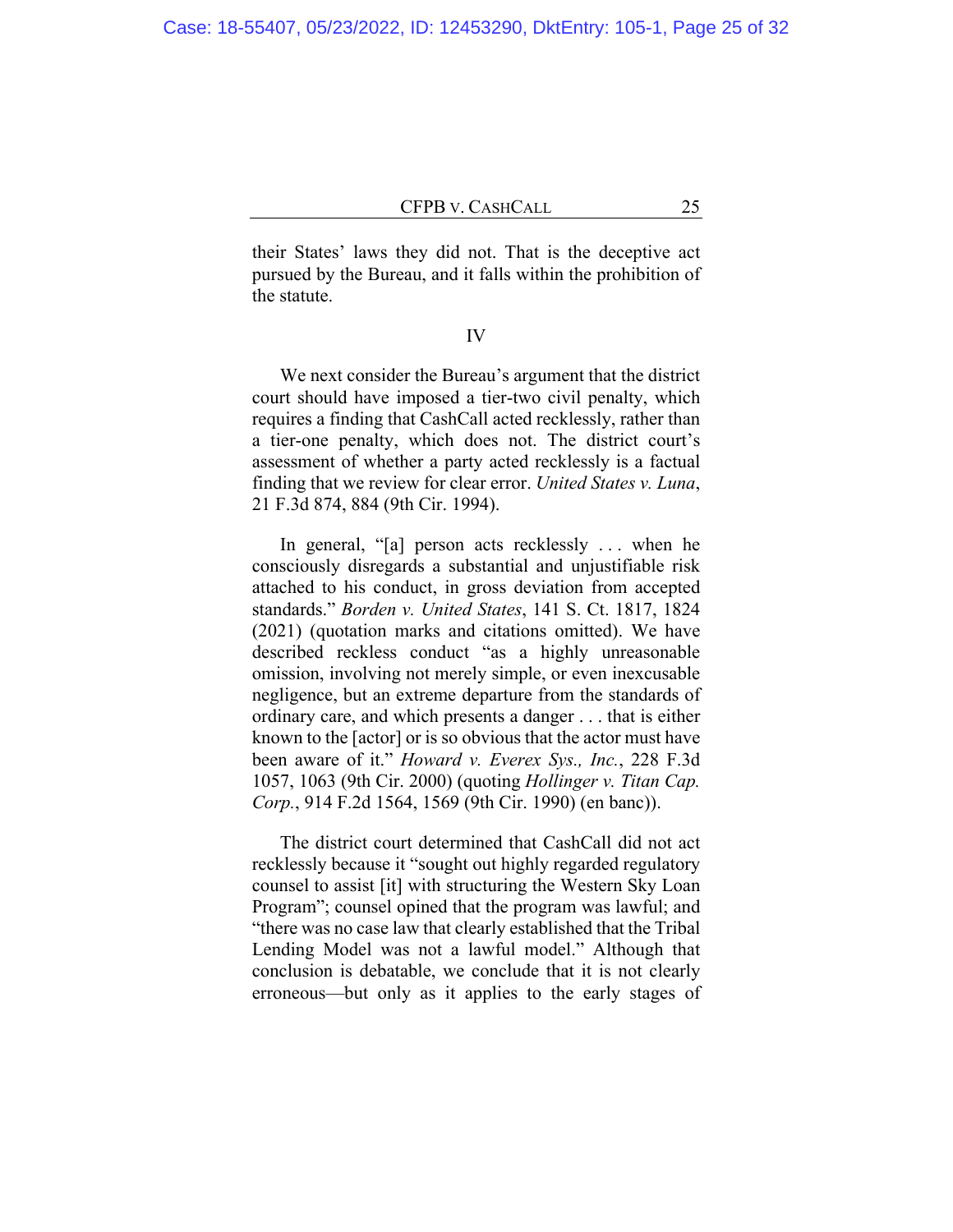their States' laws they did not. That is the deceptive act pursued by the Bureau, and it falls within the prohibition of the statute.

IV

We next consider the Bureau's argument that the district court should have imposed a tier-two civil penalty, which requires a finding that CashCall acted recklessly, rather than a tier-one penalty, which does not. The district court's assessment of whether a party acted recklessly is a factual finding that we review for clear error. *United States v. Luna*, 21 F.3d 874, 884 (9th Cir. 1994).

In general, "[a] person acts recklessly . . . when he consciously disregards a substantial and unjustifiable risk attached to his conduct, in gross deviation from accepted standards." *Borden v. United States*, 141 S. Ct. 1817, 1824 (2021) (quotation marks and citations omitted). We have described reckless conduct "as a highly unreasonable omission, involving not merely simple, or even inexcusable negligence, but an extreme departure from the standards of ordinary care, and which presents a danger . . . that is either known to the [actor] or is so obvious that the actor must have been aware of it." *Howard v. Everex Sys., Inc.*, 228 F.3d 1057, 1063 (9th Cir. 2000) (quoting *Hollinger v. Titan Cap. Corp.*, 914 F.2d 1564, 1569 (9th Cir. 1990) (en banc)).

The district court determined that CashCall did not act recklessly because it "sought out highly regarded regulatory counsel to assist [it] with structuring the Western Sky Loan Program"; counsel opined that the program was lawful; and "there was no case law that clearly established that the Tribal Lending Model was not a lawful model." Although that conclusion is debatable, we conclude that it is not clearly erroneous—but only as it applies to the early stages of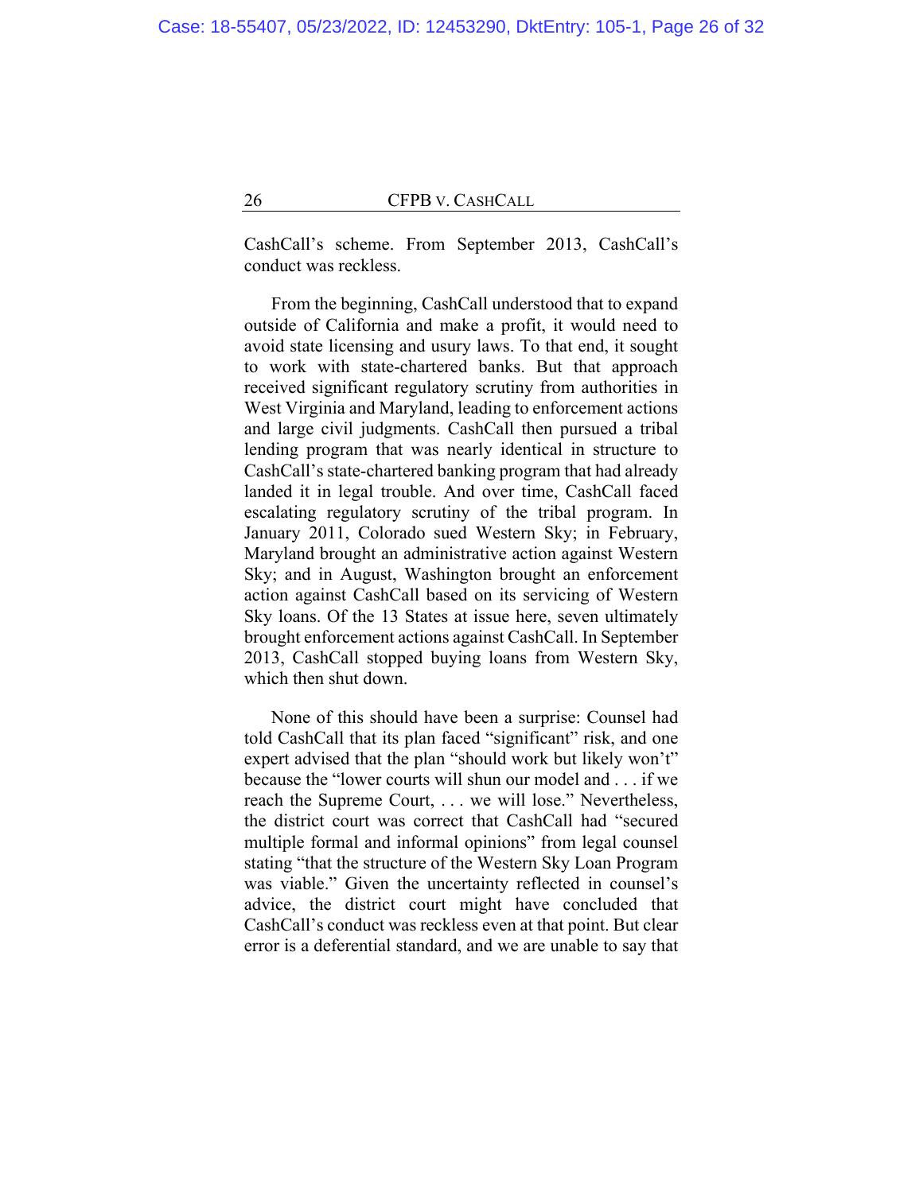CashCall's scheme. From September 2013, CashCall's conduct was reckless.

From the beginning, CashCall understood that to expand outside of California and make a profit, it would need to avoid state licensing and usury laws. To that end, it sought to work with state-chartered banks. But that approach received significant regulatory scrutiny from authorities in West Virginia and Maryland, leading to enforcement actions and large civil judgments. CashCall then pursued a tribal lending program that was nearly identical in structure to CashCall's state-chartered banking program that had already landed it in legal trouble. And over time, CashCall faced escalating regulatory scrutiny of the tribal program. In January 2011, Colorado sued Western Sky; in February, Maryland brought an administrative action against Western Sky; and in August, Washington brought an enforcement action against CashCall based on its servicing of Western Sky loans. Of the 13 States at issue here, seven ultimately brought enforcement actions against CashCall. In September 2013, CashCall stopped buying loans from Western Sky, which then shut down.

None of this should have been a surprise: Counsel had told CashCall that its plan faced "significant" risk, and one expert advised that the plan "should work but likely won't" because the "lower courts will shun our model and . . . if we reach the Supreme Court, . . . we will lose." Nevertheless, the district court was correct that CashCall had "secured multiple formal and informal opinions" from legal counsel stating "that the structure of the Western Sky Loan Program was viable." Given the uncertainty reflected in counsel's advice, the district court might have concluded that CashCall's conduct was reckless even at that point. But clear error is a deferential standard, and we are unable to say that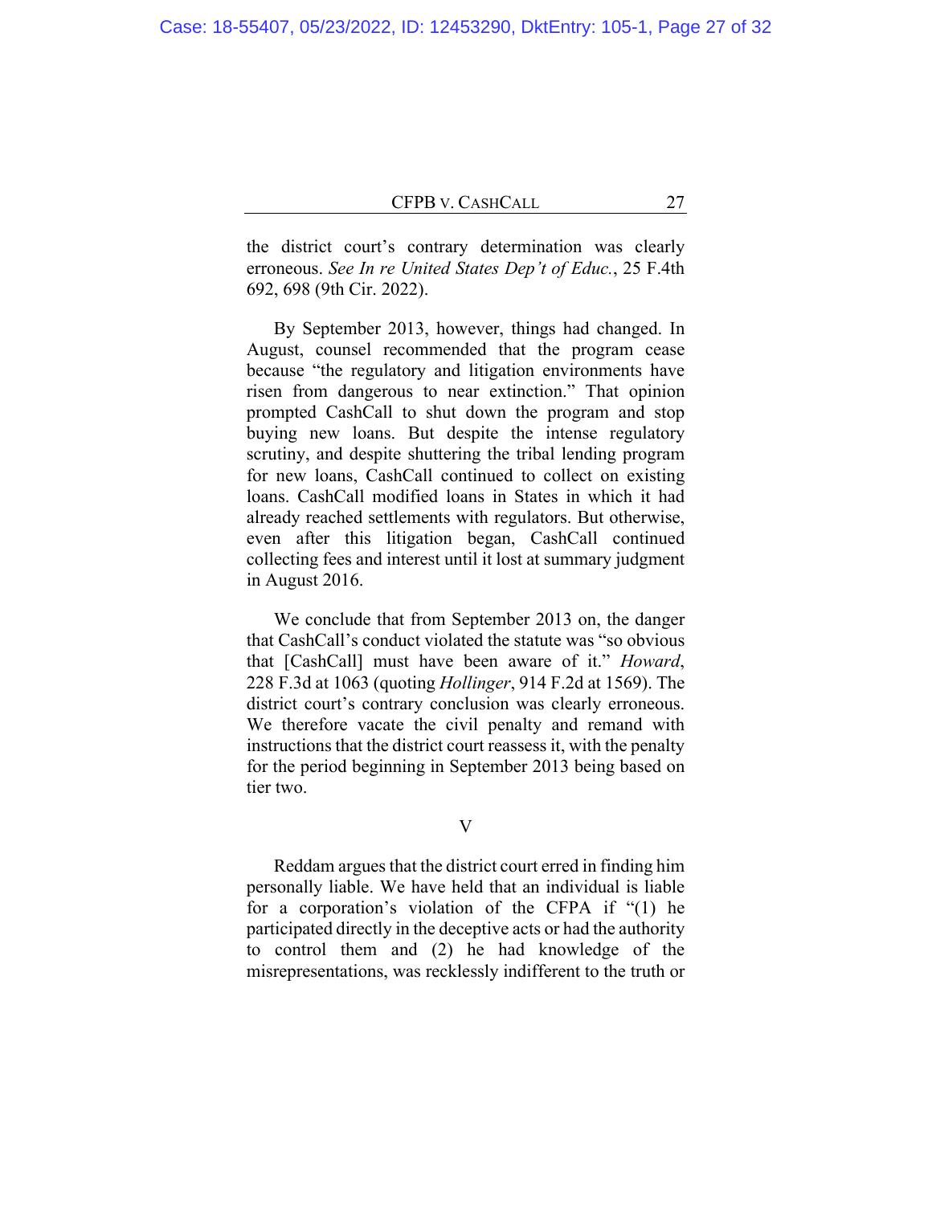the district court's contrary determination was clearly erroneous. *See In re United States Dep't of Educ.*, 25 F.4th 692, 698 (9th Cir. 2022).

By September 2013, however, things had changed. In August, counsel recommended that the program cease because "the regulatory and litigation environments have risen from dangerous to near extinction." That opinion prompted CashCall to shut down the program and stop buying new loans. But despite the intense regulatory scrutiny, and despite shuttering the tribal lending program for new loans, CashCall continued to collect on existing loans. CashCall modified loans in States in which it had already reached settlements with regulators. But otherwise, even after this litigation began, CashCall continued collecting fees and interest until it lost at summary judgment in August 2016.

We conclude that from September 2013 on, the danger that CashCall's conduct violated the statute was "so obvious that [CashCall] must have been aware of it." *Howard*, 228 F.3d at 1063 (quoting *Hollinger*, 914 F.2d at 1569). The district court's contrary conclusion was clearly erroneous. We therefore vacate the civil penalty and remand with instructions that the district court reassess it, with the penalty for the period beginning in September 2013 being based on tier two.

## V

Reddam argues that the district court erred in finding him personally liable. We have held that an individual is liable for a corporation's violation of the CFPA if "(1) he participated directly in the deceptive acts or had the authority to control them and (2) he had knowledge of the misrepresentations, was recklessly indifferent to the truth or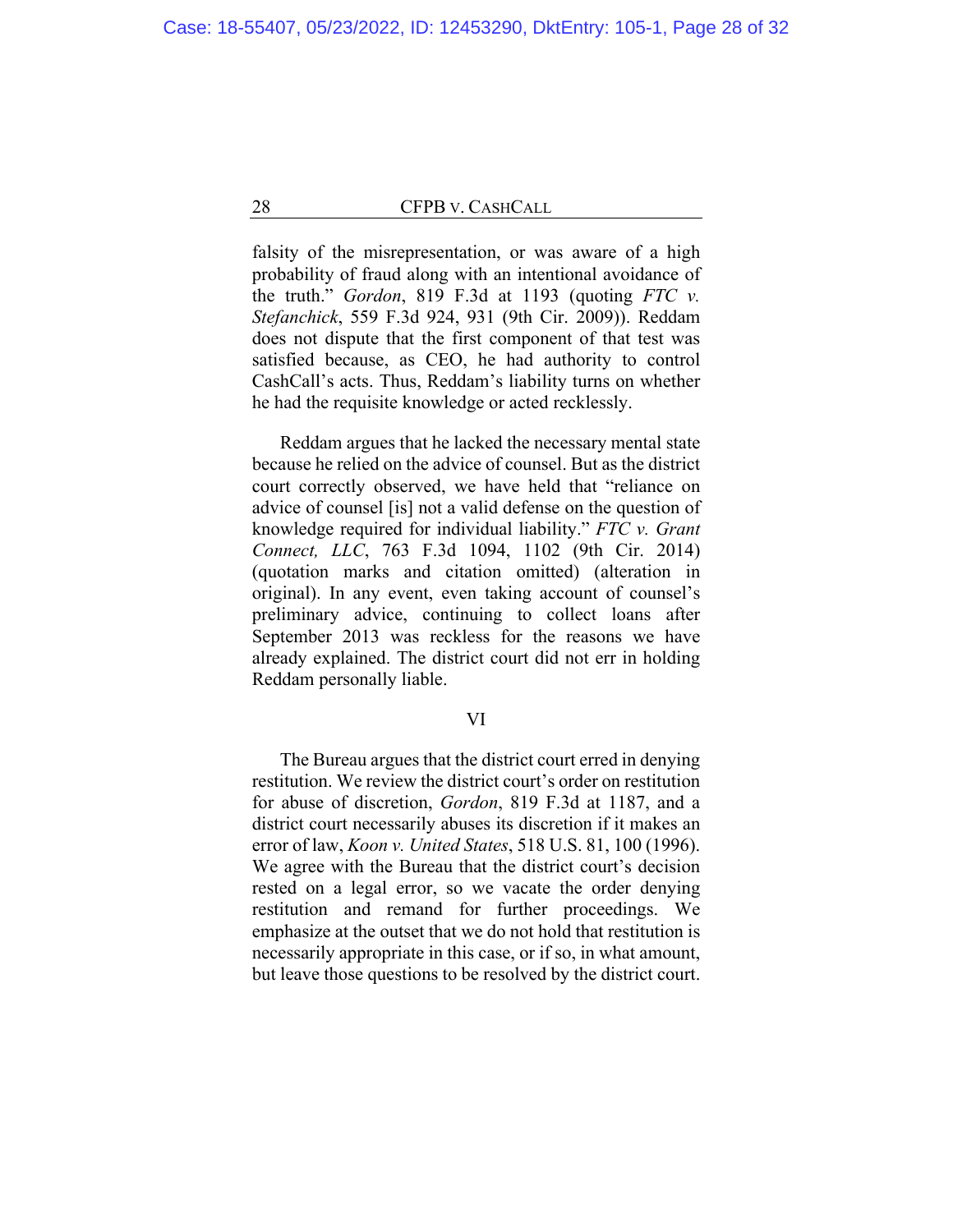falsity of the misrepresentation, or was aware of a high probability of fraud along with an intentional avoidance of the truth." *Gordon*, 819 F.3d at 1193 (quoting *FTC v. Stefanchick*, 559 F.3d 924, 931 (9th Cir. 2009)). Reddam does not dispute that the first component of that test was satisfied because, as CEO, he had authority to control CashCall's acts. Thus, Reddam's liability turns on whether he had the requisite knowledge or acted recklessly.

Reddam argues that he lacked the necessary mental state because he relied on the advice of counsel. But as the district court correctly observed, we have held that "reliance on advice of counsel [is] not a valid defense on the question of knowledge required for individual liability." *FTC v. Grant Connect, LLC*, 763 F.3d 1094, 1102 (9th Cir. 2014) (quotation marks and citation omitted) (alteration in original). In any event, even taking account of counsel's preliminary advice, continuing to collect loans after September 2013 was reckless for the reasons we have already explained. The district court did not err in holding Reddam personally liable.

## VI

The Bureau argues that the district court erred in denying restitution. We review the district court's order on restitution for abuse of discretion, *Gordon*, 819 F.3d at 1187, and a district court necessarily abuses its discretion if it makes an error of law, *Koon v. United States*, 518 U.S. 81, 100 (1996). We agree with the Bureau that the district court's decision rested on a legal error, so we vacate the order denying restitution and remand for further proceedings. We emphasize at the outset that we do not hold that restitution is necessarily appropriate in this case, or if so, in what amount, but leave those questions to be resolved by the district court.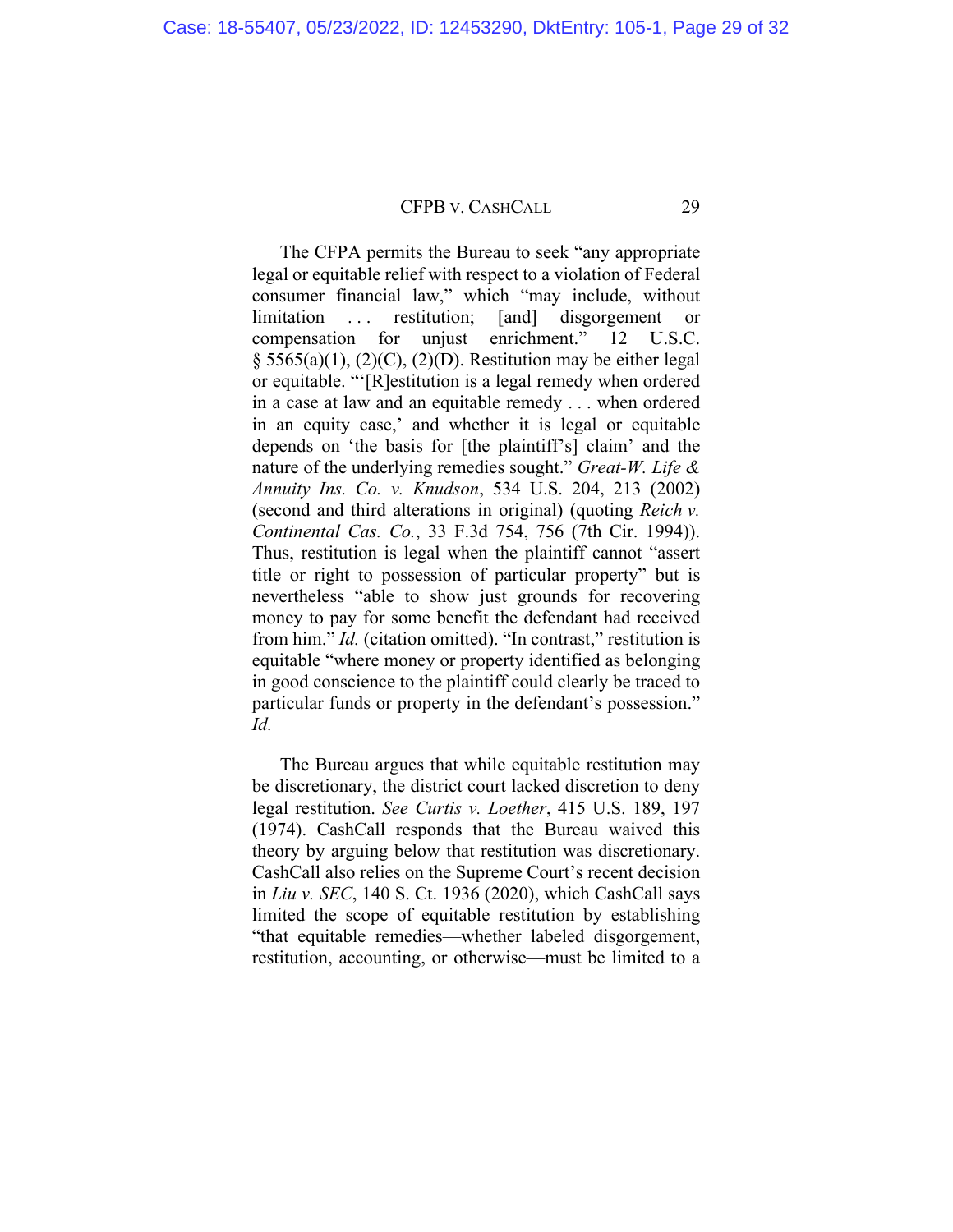The CFPA permits the Bureau to seek "any appropriate legal or equitable relief with respect to a violation of Federal consumer financial law," which "may include, without limitation . . . restitution; [and] disgorgement or compensation for unjust enrichment." 12 U.S.C. § 5565(a)(1), (2)(C), (2)(D). Restitution may be either legal or equitable. "'[R]estitution is a legal remedy when ordered in a case at law and an equitable remedy . . . when ordered in an equity case,' and whether it is legal or equitable depends on 'the basis for [the plaintiff's] claim' and the nature of the underlying remedies sought." *Great-W. Life & Annuity Ins. Co. v. Knudson*, 534 U.S. 204, 213 (2002) (second and third alterations in original) (quoting *Reich v. Continental Cas. Co.*, 33 F.3d 754, 756 (7th Cir. 1994)). Thus, restitution is legal when the plaintiff cannot "assert title or right to possession of particular property" but is nevertheless "able to show just grounds for recovering money to pay for some benefit the defendant had received from him." *Id.* (citation omitted). "In contrast," restitution is equitable "where money or property identified as belonging in good conscience to the plaintiff could clearly be traced to particular funds or property in the defendant's possession." *Id.*

The Bureau argues that while equitable restitution may be discretionary, the district court lacked discretion to deny legal restitution. *See Curtis v. Loether*, 415 U.S. 189, 197 (1974). CashCall responds that the Bureau waived this theory by arguing below that restitution was discretionary. CashCall also relies on the Supreme Court's recent decision in *Liu v. SEC*, 140 S. Ct. 1936 (2020), which CashCall says limited the scope of equitable restitution by establishing "that equitable remedies—whether labeled disgorgement, restitution, accounting, or otherwise—must be limited to a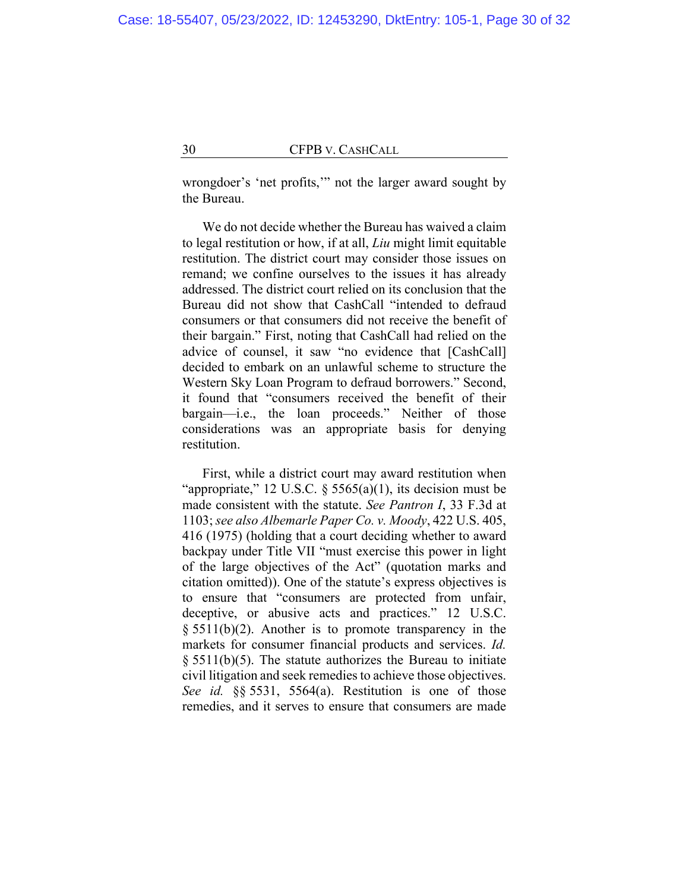wrongdoer's 'net profits,'" not the larger award sought by the Bureau.

We do not decide whether the Bureau has waived a claim to legal restitution or how, if at all, *Liu* might limit equitable restitution. The district court may consider those issues on remand; we confine ourselves to the issues it has already addressed. The district court relied on its conclusion that the Bureau did not show that CashCall "intended to defraud consumers or that consumers did not receive the benefit of their bargain." First, noting that CashCall had relied on the advice of counsel, it saw "no evidence that [CashCall] decided to embark on an unlawful scheme to structure the Western Sky Loan Program to defraud borrowers." Second, it found that "consumers received the benefit of their bargain—i.e., the loan proceeds." Neither of those considerations was an appropriate basis for denying restitution.

First, while a district court may award restitution when "appropriate," 12 U.S.C. § 5565(a)(1), its decision must be made consistent with the statute. *See Pantron I*, 33 F.3d at 1103; *see also Albemarle Paper Co. v. Moody*, 422 U.S. 405, 416 (1975) (holding that a court deciding whether to award backpay under Title VII "must exercise this power in light of the large objectives of the Act" (quotation marks and citation omitted)). One of the statute's express objectives is to ensure that "consumers are protected from unfair, deceptive, or abusive acts and practices." 12 U.S.C. § 5511(b)(2). Another is to promote transparency in the markets for consumer financial products and services. *Id.* § 5511(b)(5). The statute authorizes the Bureau to initiate civil litigation and seek remedies to achieve those objectives. *See id.* §§ 5531, 5564(a). Restitution is one of those remedies, and it serves to ensure that consumers are made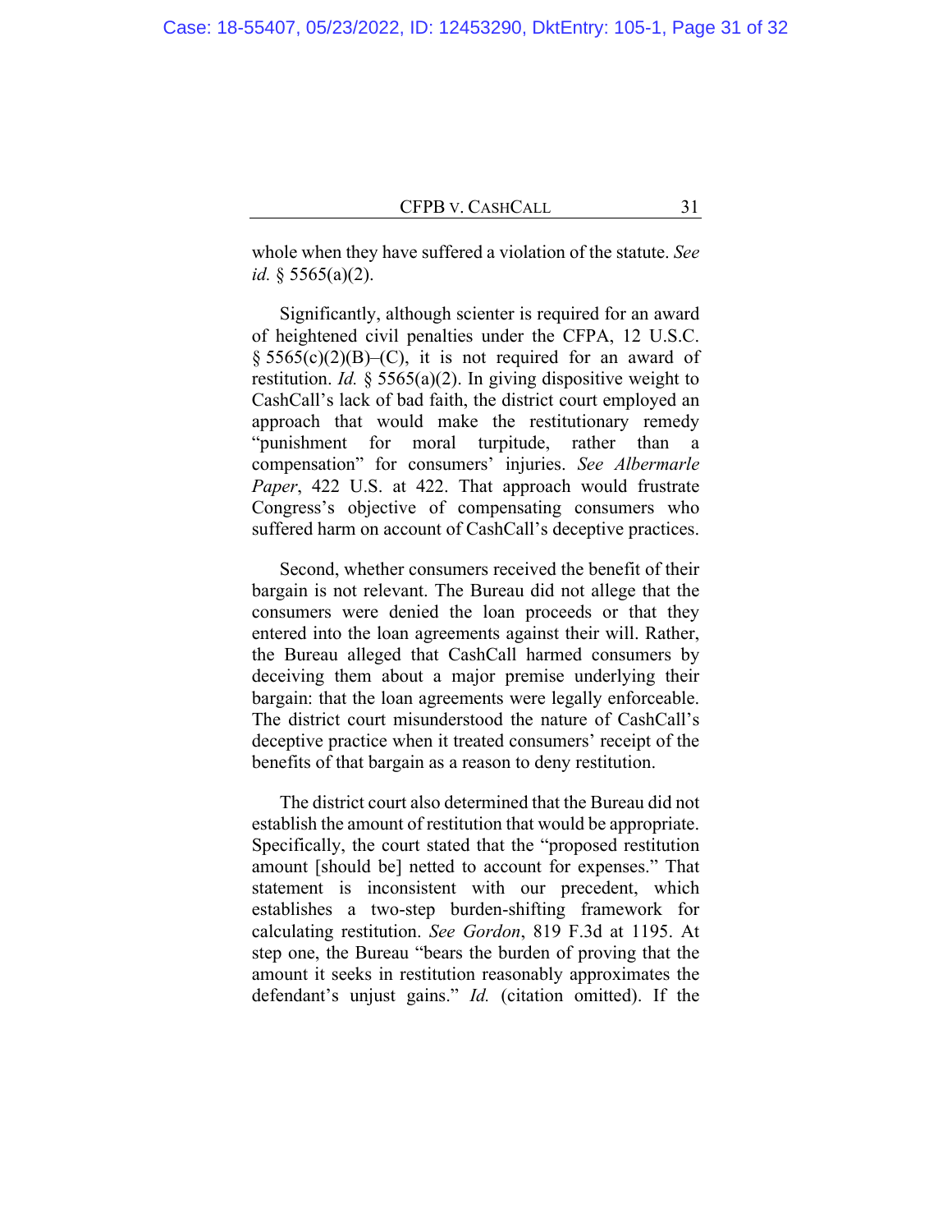whole when they have suffered a violation of the statute. *See id.* § 5565(a)(2).

Significantly, although scienter is required for an award of heightened civil penalties under the CFPA, 12 U.S.C. § 5565(c)(2)(B)–(C), it is not required for an award of restitution. *Id.* § 5565(a)(2). In giving dispositive weight to CashCall's lack of bad faith, the district court employed an approach that would make the restitutionary remedy "punishment for moral turpitude, rather than a compensation" for consumers' injuries. *See Albermarle Paper*, 422 U.S. at 422. That approach would frustrate Congress's objective of compensating consumers who suffered harm on account of CashCall's deceptive practices.

Second, whether consumers received the benefit of their bargain is not relevant. The Bureau did not allege that the consumers were denied the loan proceeds or that they entered into the loan agreements against their will. Rather, the Bureau alleged that CashCall harmed consumers by deceiving them about a major premise underlying their bargain: that the loan agreements were legally enforceable. The district court misunderstood the nature of CashCall's deceptive practice when it treated consumers' receipt of the benefits of that bargain as a reason to deny restitution.

The district court also determined that the Bureau did not establish the amount of restitution that would be appropriate. Specifically, the court stated that the "proposed restitution amount [should be] netted to account for expenses." That statement is inconsistent with our precedent, which establishes a two-step burden-shifting framework for calculating restitution. *See Gordon*, 819 F.3d at 1195. At step one, the Bureau "bears the burden of proving that the amount it seeks in restitution reasonably approximates the defendant's unjust gains." *Id.* (citation omitted). If the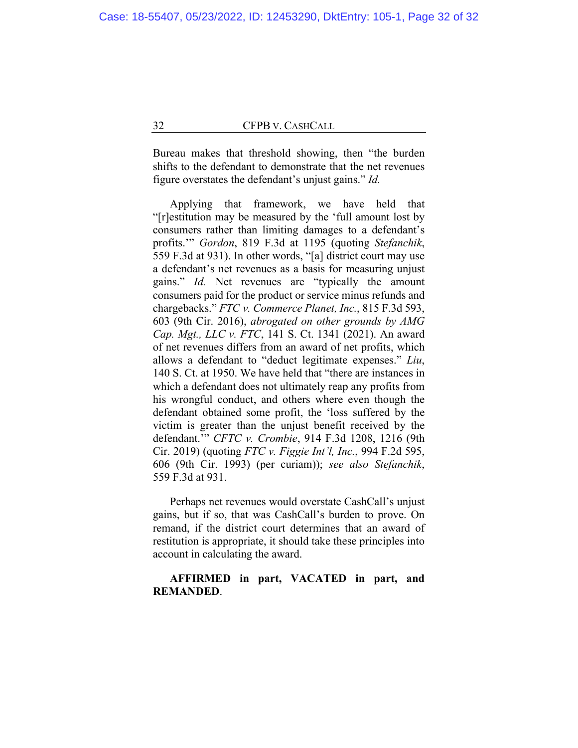Bureau makes that threshold showing, then "the burden shifts to the defendant to demonstrate that the net revenues figure overstates the defendant's unjust gains." *Id.*

Applying that framework, we have held that "[r]estitution may be measured by the 'full amount lost by consumers rather than limiting damages to a defendant's profits.'" *Gordon*, 819 F.3d at 1195 (quoting *Stefanchik*, 559 F.3d at 931). In other words, "[a] district court may use a defendant's net revenues as a basis for measuring unjust gains." *Id.* Net revenues are "typically the amount consumers paid for the product or service minus refunds and chargebacks." *FTC v. Commerce Planet, Inc.*, 815 F.3d 593, 603 (9th Cir. 2016), *abrogated on other grounds by AMG Cap. Mgt., LLC v. FTC*, 141 S. Ct. 1341 (2021). An award of net revenues differs from an award of net profits, which allows a defendant to "deduct legitimate expenses." *Liu*, 140 S. Ct. at 1950. We have held that "there are instances in which a defendant does not ultimately reap any profits from his wrongful conduct, and others where even though the defendant obtained some profit, the 'loss suffered by the victim is greater than the unjust benefit received by the defendant.'" *CFTC v. Crombie*, 914 F.3d 1208, 1216 (9th Cir. 2019) (quoting *FTC v. Figgie Int'l, Inc.*, 994 F.2d 595, 606 (9th Cir. 1993) (per curiam)); *see also Stefanchik*, 559 F.3d at 931.

Perhaps net revenues would overstate CashCall's unjust gains, but if so, that was CashCall's burden to prove. On remand, if the district court determines that an award of restitution is appropriate, it should take these principles into account in calculating the award.

**AFFIRMED in part, VACATED in part, and REMANDED**.